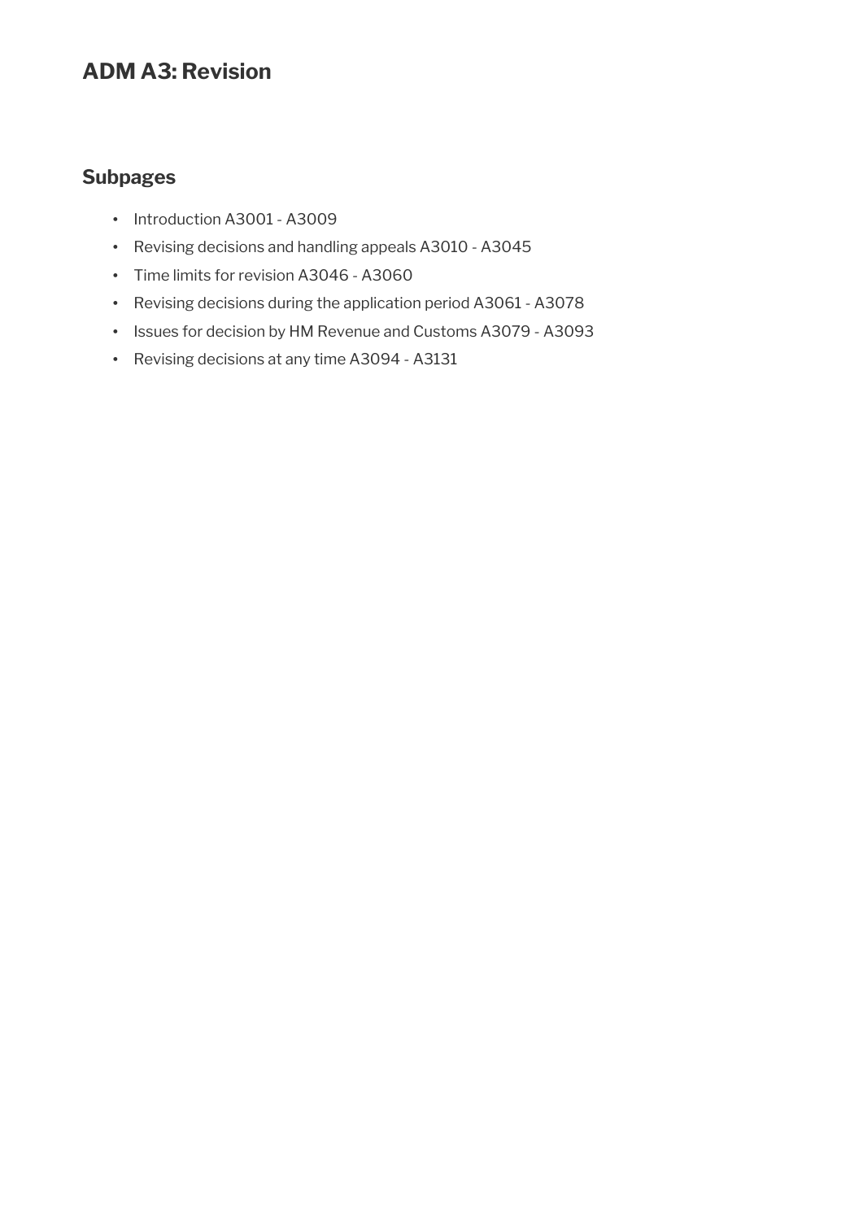# ADM A3: Revision

## Subpages

- Introduction A3001 - A3009
- Revising decisions and handling appeals A3010 - A3045
- Time limits for revision A3046 - A3060
- Revising decisions during the application period A3061 - A3078
- Issues for decision by HM Revenue and Customs A3079 - A3093
- Revising decisions at any time A3094 - A3131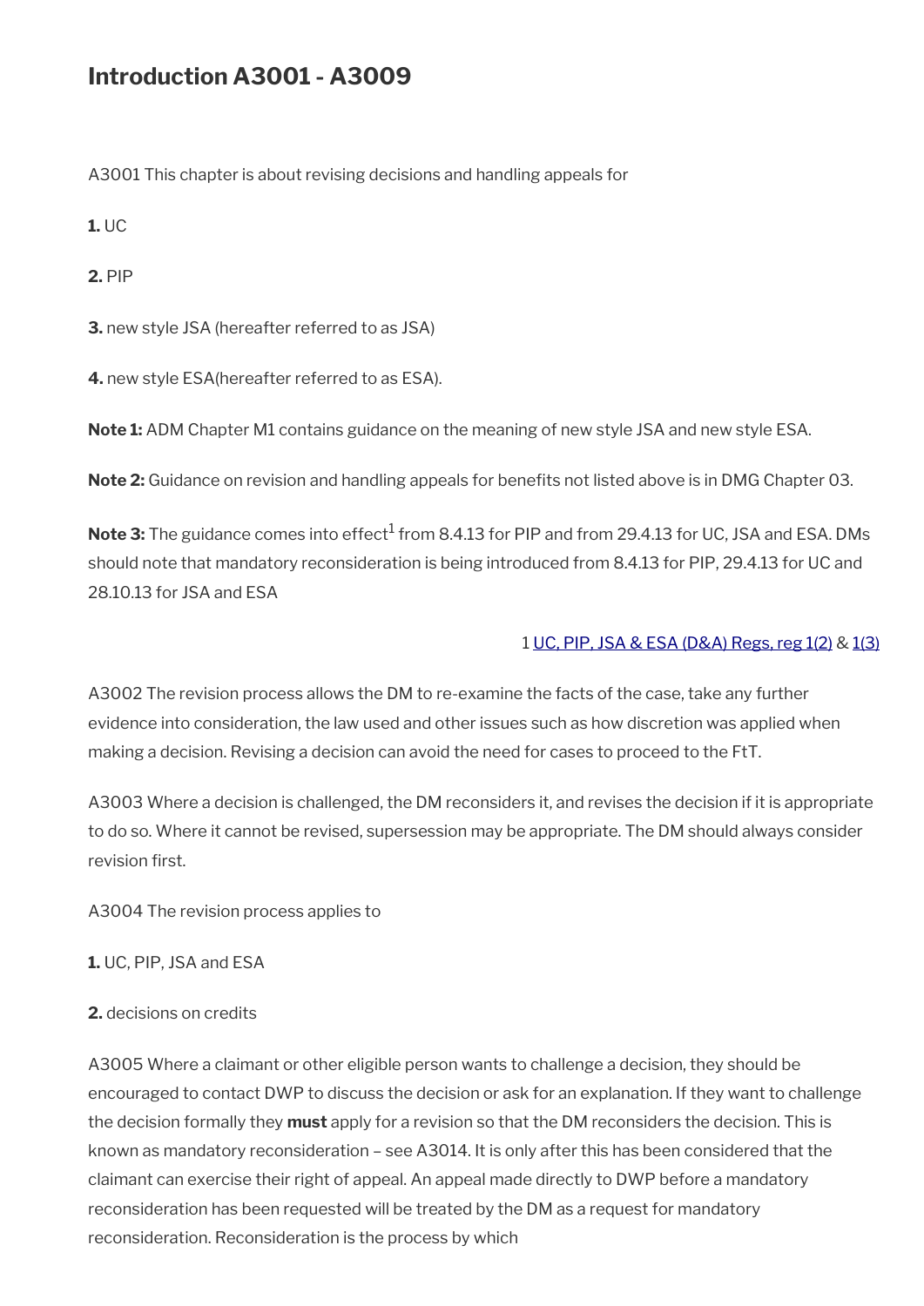# Introduction A3001 - A3009

A3001 This chapter is about revising decisions and handling appeals for

**1.** UC

**2.** PIP

**3.** new style JSA (hereafter referred to as JSA)

**4.** new style ESA(hereafter referred to as ESA).

**Note 1:** ADM Chapter M1 contains guidance on the meaning of new style JSA and new style ESA.

**Note 2:** Guidance on revision and handling appeals for benefits not listed above is in DMG Chapter 03.

**Note 3:** The guidance comes into effect[1] from 8.4.13 for PIP and from 29.4.13 for UC, JSA and ESA. DMs should note that mandatory reconsideration is being introduced from 8.4.13 for PIP, 29.4.13 for UC and 28.10.13 for JSA and ESA

1 UC, PIP, JSA & ESA (D&A) Regs, reg 1(2) & 1(3)

A3002 The revision process allows the DM to re-examine the facts of the case, take any further evidence into consideration, the law used and other issues such as how discretion was applied when making a decision. Revising a decision can avoid the need for cases to proceed to the FtT.

A3003 Where a decision is challenged, the DM reconsiders it, and revises the decision if it is appropriate to do so. Where it cannot be revised, supersession may be appropriate. The DM should always consider revision first.

A3004 The revision process applies to

**1.** UC, PIP, JSA and ESA

**2.** decisions on credits

A3005 Where a claimant or other eligible person wants to challenge a decision, they should be encouraged to contact DWP to discuss the decision or ask for an explanation. If they want to challenge the decision formally they **must** apply for a revision so that the DM reconsiders the decision. This is known as mandatory reconsideration – see A3014. It is only after this has been considered that the claimant can exercise their right of appeal. An appeal made directly to DWP before a mandatory reconsideration has been requested will be treated by the DM as a request for mandatory reconsideration. Reconsideration is the process by which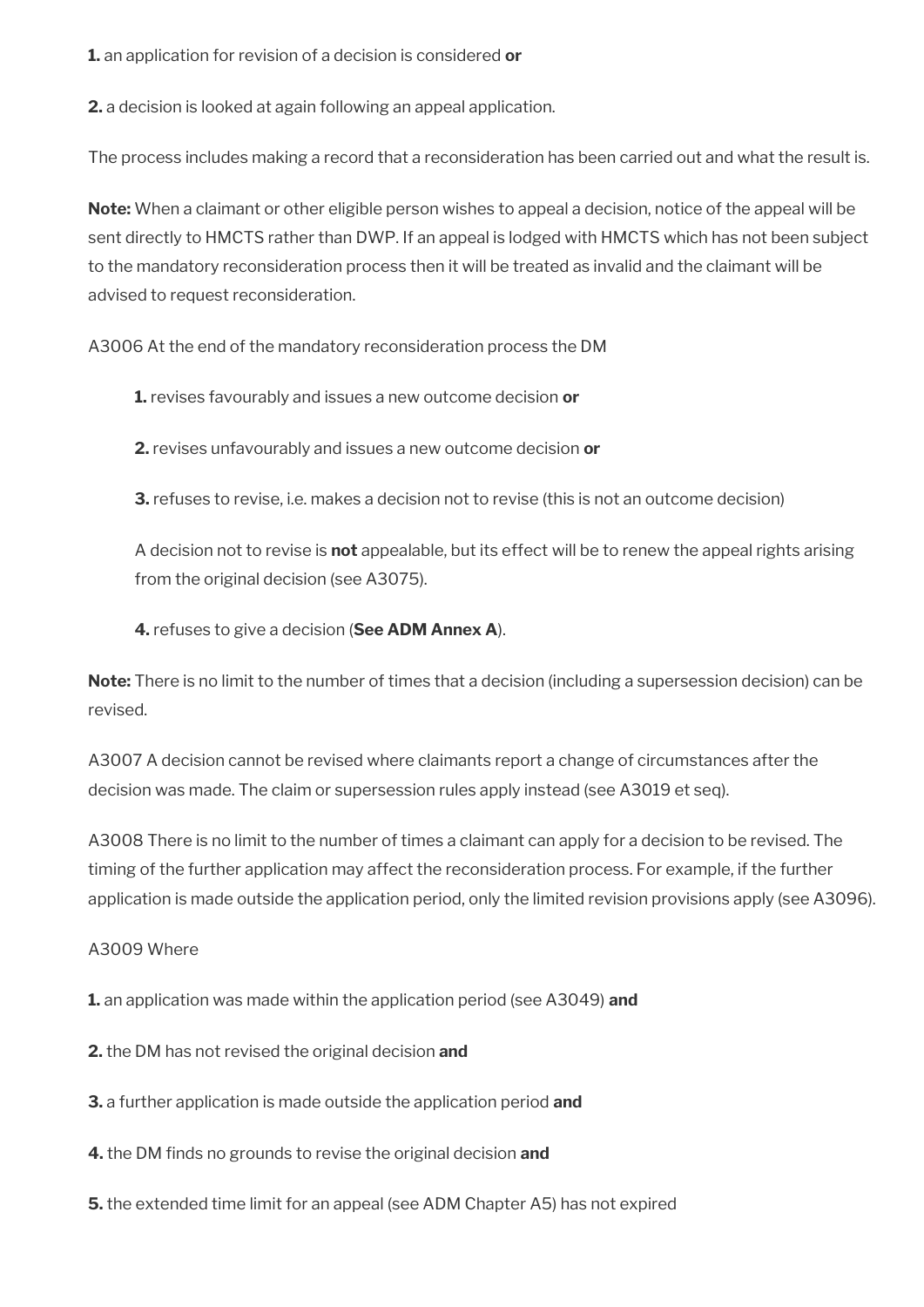**1.** an application for revision of a decision is considered **or**

**2.** a decision is looked at again following an appeal application.

The process includes making a record that a reconsideration has been carried out and what the result is.

**Note:** When a claimant or other eligible person wishes to appeal a decision, notice of the appeal will be sent directly to HMCTS rather than DWP. If an appeal is lodged with HMCTS which has not been subject to the mandatory reconsideration process then it will be treated as invalid and the claimant will be advised to request reconsideration.

A3006 At the end of the mandatory reconsideration process the DM

> **1.** revises favourably and issues a new outcome decision **or**
>
> **2.** revises unfavourably and issues a new outcome decision **or**
>
> **3.** refuses to revise, i.e. makes a decision not to revise (this is not an outcome decision)
>
> A decision not to revise is **not** appealable, but its effect will be to renew the appeal rights arising from the original decision (see A3075).
>
> **4.** refuses to give a decision (**See ADM Annex A**).

**Note:** There is no limit to the number of times that a decision (including a supersession decision) can be revised.

A3007 A decision cannot be revised where claimants report a change of circumstances after the decision was made. The claim or supersession rules apply instead (see A3019 et seq).

A3008 There is no limit to the number of times a claimant can apply for a decision to be revised. The timing of the further application may affect the reconsideration process. For example, if the further application is made outside the application period, only the limited revision provisions apply (see A3096).

A3009 Where

**1.** an application was made within the application period (see A3049) **and**

**2.** the DM has not revised the original decision **and**

**3.** a further application is made outside the application period **and**

**4.** the DM finds no grounds to revise the original decision **and**

**5.** the extended time limit for an appeal (see ADM Chapter A5) has not expired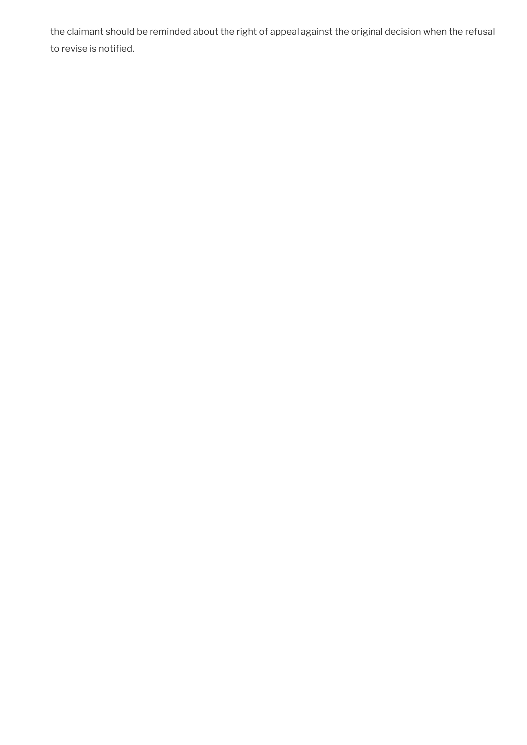the claimant should be reminded about the right of appeal against the original decision when the refusal to revise is notified.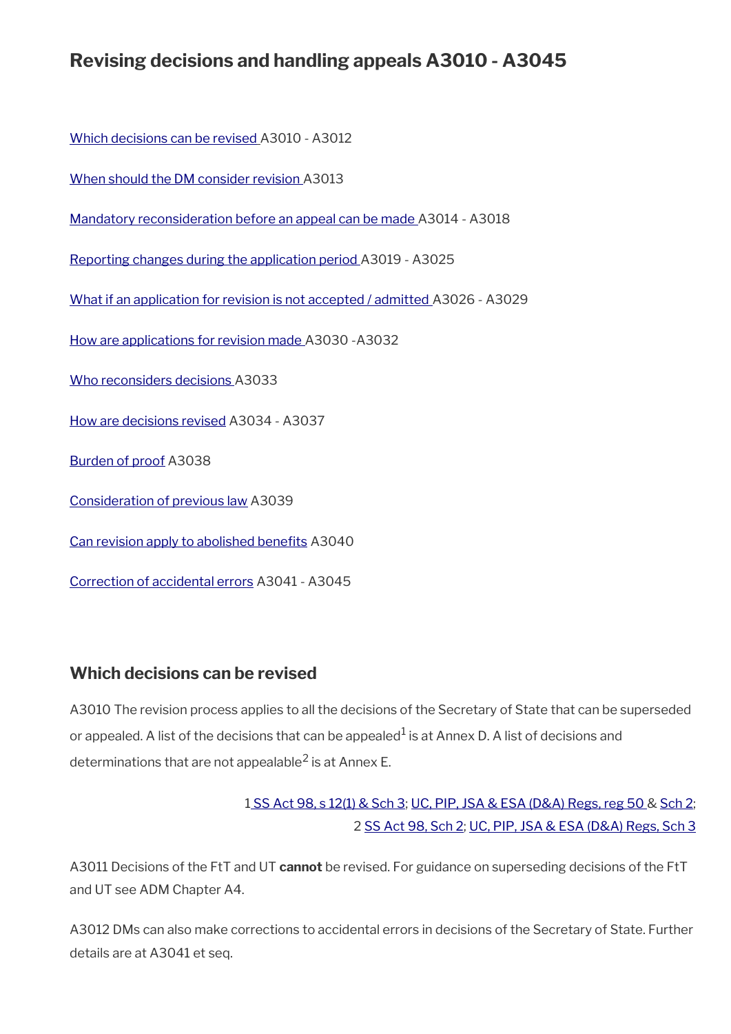# Revising decisions and handling appeals A3010 - A3045

[Which decisions can be revised](#) A3010 - A3012

[When should the DM consider revision](#) A3013

[Mandatory reconsideration before an appeal can be made](#) A3014 - A3018

[Reporting changes during the application period](#) A3019 - A3025

[What if an application for revision is not accepted / admitted](#) A3026 - A3029

[How are applications for revision made](#) A3030 -A3032

[Who reconsiders decisions](#) A3033

[How are decisions revised](#) A3034 - A3037

[Burden of proof](#) A3038

[Consideration of previous law](#) A3039

[Can revision apply to abolished benefits](#) A3040

[Correction of accidental errors](#) A3041 - A3045

## Which decisions can be revised

A3010 The revision process applies to all the decisions of the Secretary of State that can be superseded or appealed. A list of the decisions that can be appealed[1] is at Annex D. A list of decisions and determinations that are not appealable[2] is at Annex E.

1 SS Act 98, s 12(1) & Sch 3; UC, PIP, JSA & ESA (D&A) Regs, reg 50 & Sch 2;
2 SS Act 98, Sch 2; UC, PIP, JSA & ESA (D&A) Regs, Sch 3

A3011 Decisions of the FtT and UT **cannot** be revised. For guidance on superseding decisions of the FtT and UT see ADM Chapter A4.

A3012 DMs can also make corrections to accidental errors in decisions of the Secretary of State. Further details are at A3041 et seq.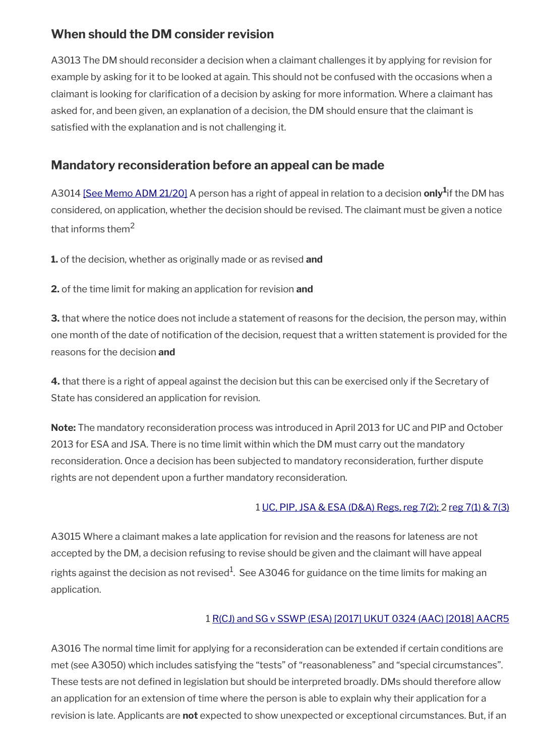## When should the DM consider revision

A3013 The DM should reconsider a decision when a claimant challenges it by applying for revision for example by asking for it to be looked at again. This should not be confused with the occasions when a claimant is looking for clarification of a decision by asking for more information. Where a claimant has asked for, and been given, an explanation of a decision, the DM should ensure that the claimant is satisfied with the explanation and is not challenging it.

## Mandatory reconsideration before an appeal can be made

A3014 [See Memo ADM 21/20] A person has a right of appeal in relation to a decision **only**[1] if the DM has considered, on application, whether the decision should be revised. The claimant must be given a notice that informs them[2]

**1.** of the decision, whether as originally made or as revised **and**

**2.** of the time limit for making an application for revision **and**

**3.** that where the notice does not include a statement of reasons for the decision, the person may, within one month of the date of notification of the decision, request that a written statement is provided for the reasons for the decision **and**

**4.** that there is a right of appeal against the decision but this can be exercised only if the Secretary of State has considered an application for revision.

**Note:** The mandatory reconsideration process was introduced in April 2013 for UC and PIP and October 2013 for ESA and JSA. There is no time limit within which the DM must carry out the mandatory reconsideration. Once a decision has been subjected to mandatory reconsideration, further dispute rights are not dependent upon a further mandatory reconsideration.

1 UC, PIP, JSA & ESA (D&A) Regs, reg 7(2); 2 reg 7(1) & 7(3)

A3015 Where a claimant makes a late application for revision and the reasons for lateness are not accepted by the DM, a decision refusing to revise should be given and the claimant will have appeal rights against the decision as not revised[1]. See A3046 for guidance on the time limits for making an application.

1 R(CJ) and SG v SSWP (ESA) [2017] UKUT 0324 (AAC) [2018] AACR5

A3016 The normal time limit for applying for a reconsideration can be extended if certain conditions are met (see A3050) which includes satisfying the "tests" of "reasonableness" and "special circumstances". These tests are not defined in legislation but should be interpreted broadly. DMs should therefore allow an application for an extension of time where the person is able to explain why their application for a revision is late. Applicants are **not** expected to show unexpected or exceptional circumstances. But, if an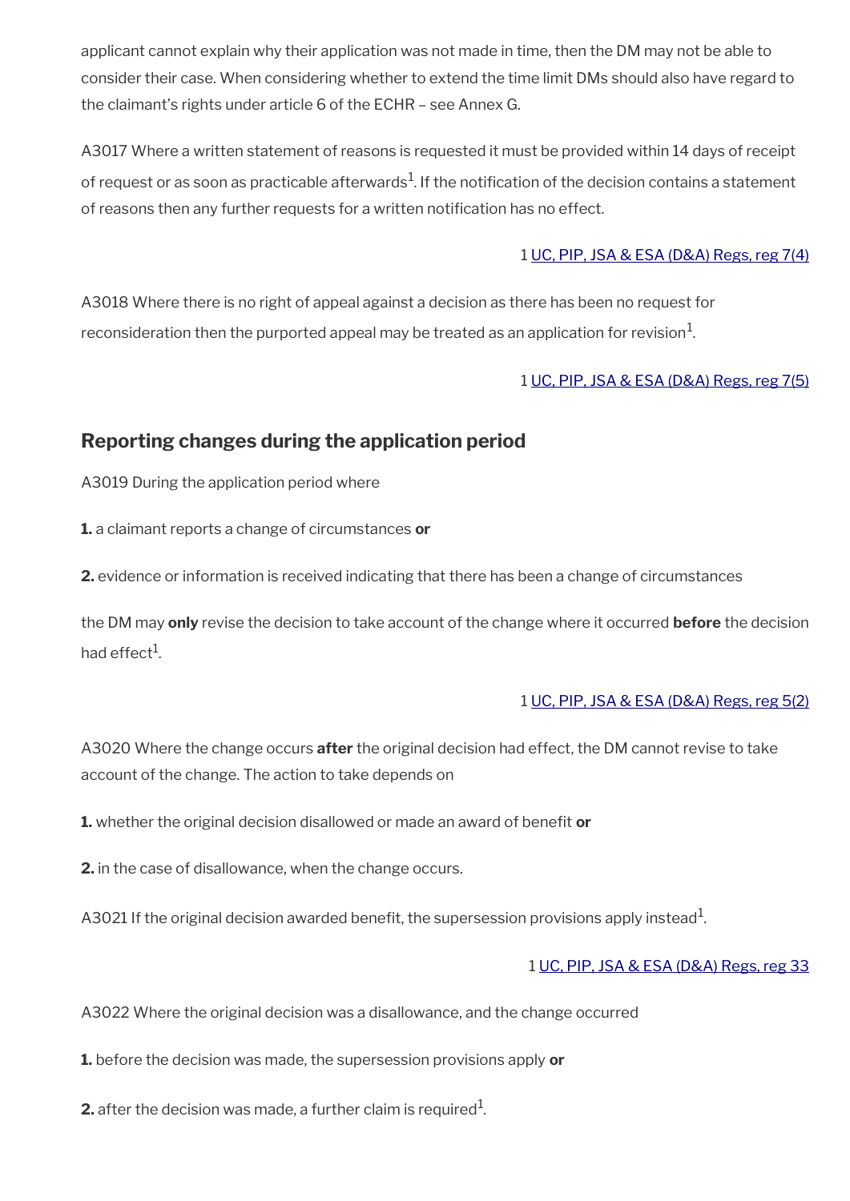applicant cannot explain why their application was not made in time, then the DM may not be able to consider their case. When considering whether to extend the time limit DMs should also have regard to the claimant's rights under article 6 of the ECHR – see Annex G.

A3017 Where a written statement of reasons is requested it must be provided within 14 days of receipt of request or as soon as practicable afterwards[1]. If the notification of the decision contains a statement of reasons then any further requests for a written notification has no effect.

1 [UC, PIP, JSA & ESA (D&A) Regs, reg 7(4)]

A3018 Where there is no right of appeal against a decision as there has been no request for reconsideration then the purported appeal may be treated as an application for revision[1].

1 [UC, PIP, JSA & ESA (D&A) Regs, reg 7(5)]

## Reporting changes during the application period

A3019 During the application period where

**1.** a claimant reports a change of circumstances **or**

**2.** evidence or information is received indicating that there has been a change of circumstances

the DM may **only** revise the decision to take account of the change where it occurred **before** the decision had effect[1].

1 [UC, PIP, JSA & ESA (D&A) Regs, reg 5(2)]

A3020 Where the change occurs **after** the original decision had effect, the DM cannot revise to take account of the change. The action to take depends on

**1.** whether the original decision disallowed or made an award of benefit **or**

**2.** in the case of disallowance, when the change occurs.

A3021 If the original decision awarded benefit, the supersession provisions apply instead[1].

1 [UC, PIP, JSA & ESA (D&A) Regs, reg 33]

A3022 Where the original decision was a disallowance, and the change occurred

**1.** before the decision was made, the supersession provisions apply **or**

**2.** after the decision was made, a further claim is required[1].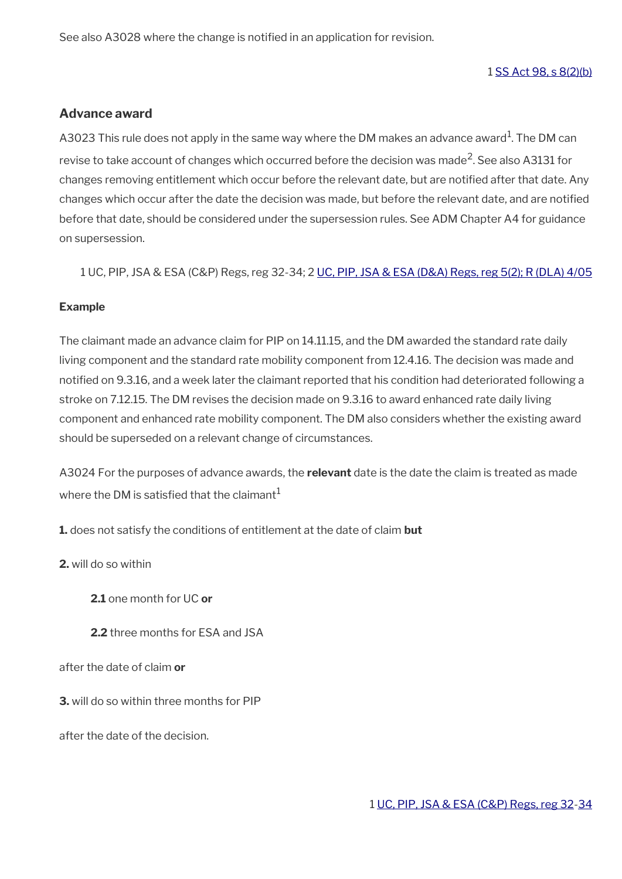See also A3028 where the change is notified in an application for revision.

1 SS Act 98, s 8(2)(b)

### Advance award

A3023 This rule does not apply in the same way where the DM makes an advance award[1]. The DM can revise to take account of changes which occurred before the decision was made[2]. See also A3131 for changes removing entitlement which occur before the relevant date, but are notified after that date. Any changes which occur after the date the decision was made, but before the relevant date, and are notified before that date, should be considered under the supersession rules. See ADM Chapter A4 for guidance on supersession.

1 UC, PIP, JSA & ESA (C&P) Regs, reg 32-34; 2 UC, PIP, JSA & ESA (D&A) Regs, reg 5(2); R (DLA) 4/05

**Example**

The claimant made an advance claim for PIP on 14.11.15, and the DM awarded the standard rate daily living component and the standard rate mobility component from 12.4.16. The decision was made and notified on 9.3.16, and a week later the claimant reported that his condition had deteriorated following a stroke on 7.12.15. The DM revises the decision made on 9.3.16 to award enhanced rate daily living component and enhanced rate mobility component. The DM also considers whether the existing award should be superseded on a relevant change of circumstances.

A3024 For the purposes of advance awards, the **relevant** date is the date the claim is treated as made where the DM is satisfied that the claimant[1]

**1.** does not satisfy the conditions of entitlement at the date of claim **but**

**2.** will do so within

**2.1** one month for UC **or**

**2.2** three months for ESA and JSA

after the date of claim **or**

**3.** will do so within three months for PIP

after the date of the decision.

1 UC, PIP, JSA & ESA (C&P) Regs, reg 32-34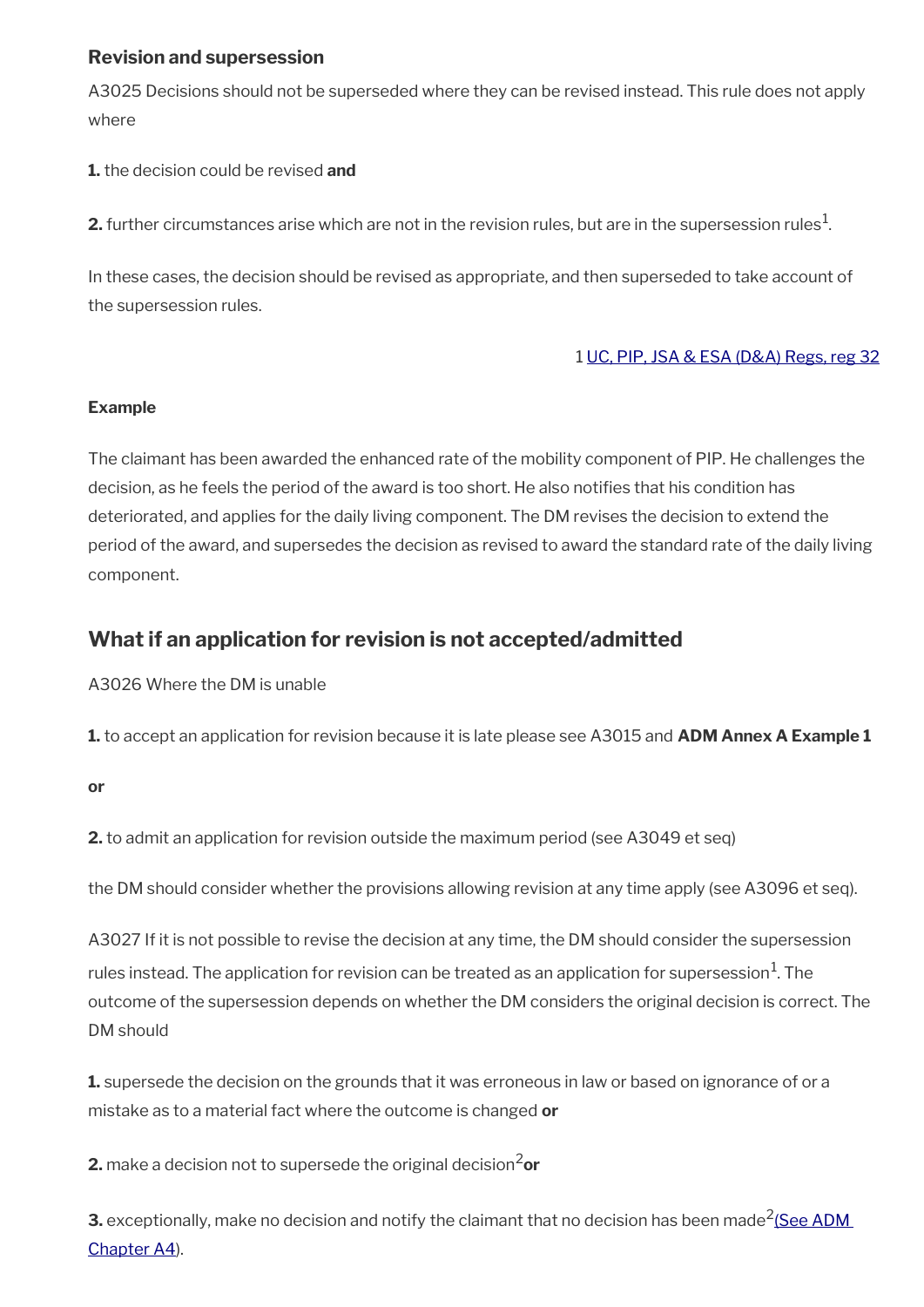### Revision and supersession

A3025 Decisions should not be superseded where they can be revised instead. This rule does not apply where

**1.** the decision could be revised **and**

**2.** further circumstances arise which are not in the revision rules, but are in the supersession rules[1].

In these cases, the decision should be revised as appropriate, and then superseded to take account of the supersession rules.

1 UC, PIP, JSA & ESA (D&A) Regs, reg 32

**Example**

The claimant has been awarded the enhanced rate of the mobility component of PIP. He challenges the decision, as he feels the period of the award is too short. He also notifies that his condition has deteriorated, and applies for the daily living component. The DM revises the decision to extend the period of the award, and supersedes the decision as revised to award the standard rate of the daily living component.

## What if an application for revision is not accepted/admitted

A3026 Where the DM is unable

**1.** to accept an application for revision because it is late please see A3015 and **ADM Annex A Example 1**

**or**

**2.** to admit an application for revision outside the maximum period (see A3049 et seq)

the DM should consider whether the provisions allowing revision at any time apply (see A3096 et seq).

A3027 If it is not possible to revise the decision at any time, the DM should consider the supersession rules instead. The application for revision can be treated as an application for supersession[1]. The outcome of the supersession depends on whether the DM considers the original decision is correct. The DM should

**1.** supersede the decision on the grounds that it was erroneous in law or based on ignorance of or a mistake as to a material fact where the outcome is changed **or**

**2.** make a decision not to supersede the original decision[2] **or**

**3.** exceptionally, make no decision and notify the claimant that no decision has been made[2] (See ADM Chapter A4).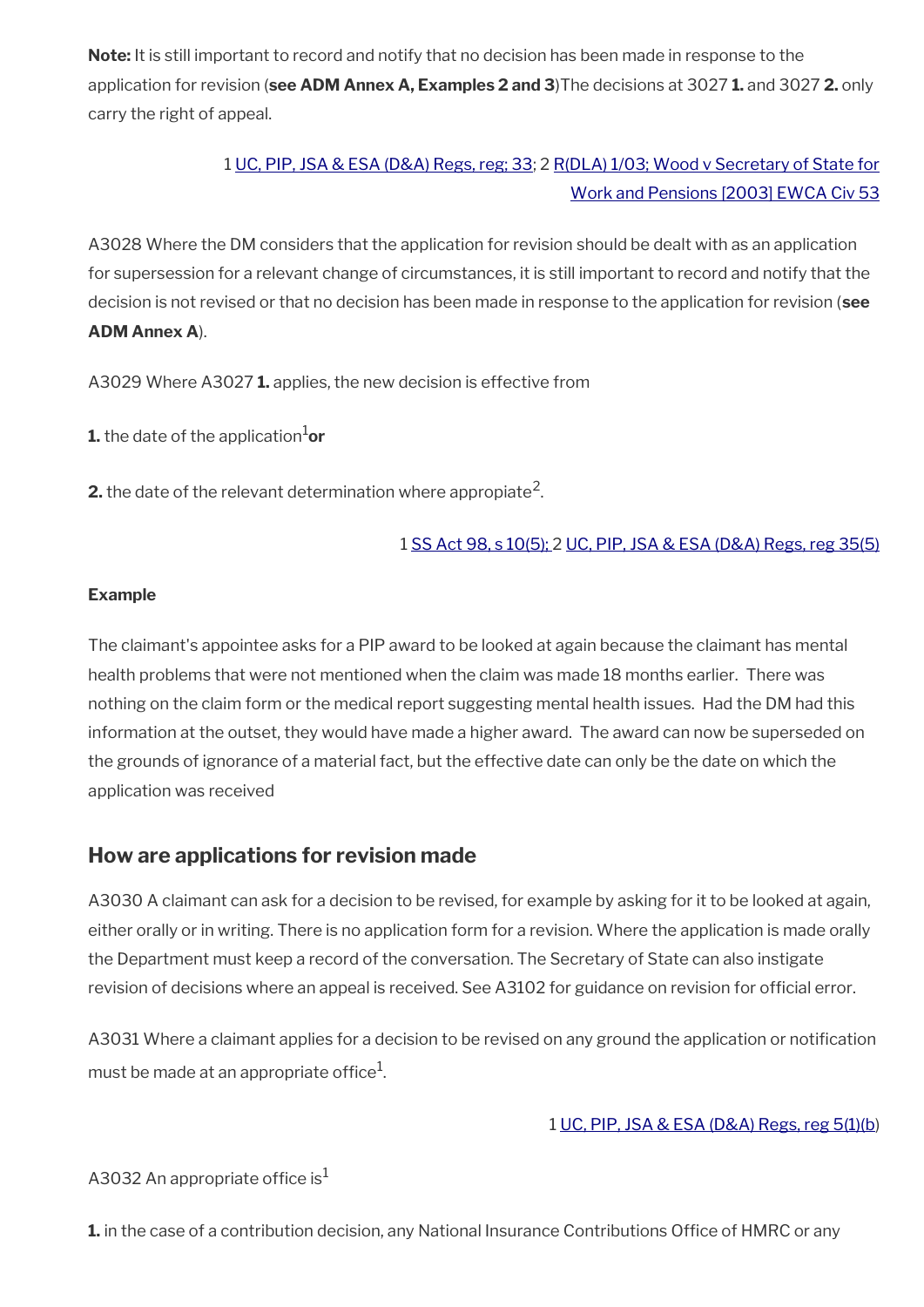**Note:** It is still important to record and notify that no decision has been made in response to the application for revision (**see ADM Annex A, Examples 2 and 3**)The decisions at 3027 **1.** and 3027 **2.** only carry the right of appeal.

1 UC, PIP, JSA & ESA (D&A) Regs, reg; 33; 2 R(DLA) 1/03; Wood v Secretary of State for Work and Pensions [2003] EWCA Civ 53

A3028 Where the DM considers that the application for revision should be dealt with as an application for supersession for a relevant change of circumstances, it is still important to record and notify that the decision is not revised or that no decision has been made in response to the application for revision (**see ADM Annex A**).

A3029 Where A3027 **1.** applies, the new decision is effective from

**1.** the date of the application[1] **or**

**2.** the date of the relevant determination where appropriate[2].

1 SS Act 98, s 10(5); 2 UC, PIP, JSA & ESA (D&A) Regs, reg 35(5)

**Example**

The claimant's appointee asks for a PIP award to be looked at again because the claimant has mental health problems that were not mentioned when the claim was made 18 months earlier. There was nothing on the claim form or the medical report suggesting mental health issues. Had the DM had this information at the outset, they would have made a higher award. The award can now be superseded on the grounds of ignorance of a material fact, but the effective date can only be the date on which the application was received

## How are applications for revision made

A3030 A claimant can ask for a decision to be revised, for example by asking for it to be looked at again, either orally or in writing. There is no application form for a revision. Where the application is made orally the Department must keep a record of the conversation. The Secretary of State can also instigate revision of decisions where an appeal is received. See A3102 for guidance on revision for official error.

A3031 Where a claimant applies for a decision to be revised on any ground the application or notification must be made at an appropriate office[1].

1 UC, PIP, JSA & ESA (D&A) Regs, reg 5(1)(b)

A3032 An appropriate office is[1]

**1.** in the case of a contribution decision, any National Insurance Contributions Office of HMRC or any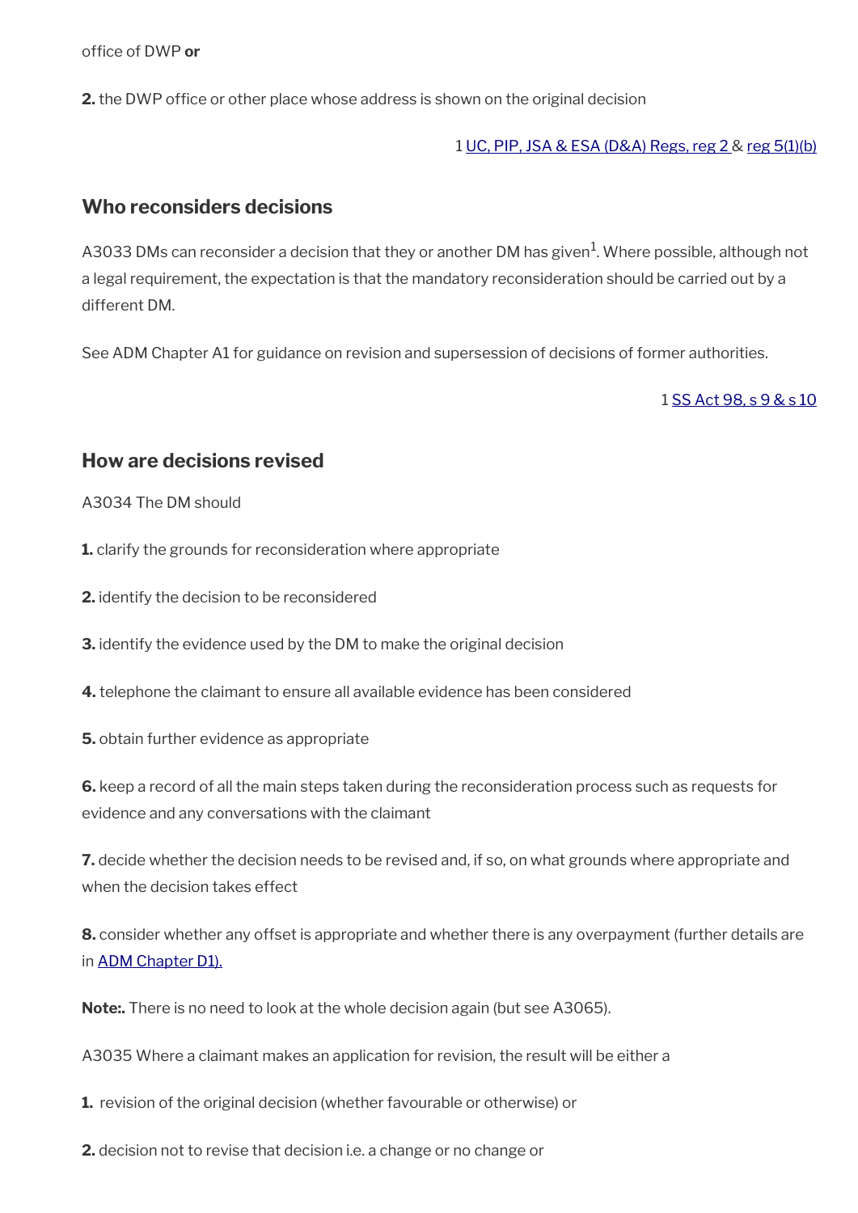office of DWP **or**

**2.** the DWP office or other place whose address is shown on the original decision

1 UC, PIP, JSA & ESA (D&A) Regs, reg 2 & reg 5(1)(b)

## Who reconsiders decisions

A3033 DMs can reconsider a decision that they or another DM has given[1]. Where possible, although not a legal requirement, the expectation is that the mandatory reconsideration should be carried out by a different DM.

See ADM Chapter A1 for guidance on revision and supersession of decisions of former authorities.

1 SS Act 98, s 9 & s 10

## How are decisions revised

A3034 The DM should

**1.** clarify the grounds for reconsideration where appropriate

**2.** identify the decision to be reconsidered

**3.** identify the evidence used by the DM to make the original decision

**4.** telephone the claimant to ensure all available evidence has been considered

**5.** obtain further evidence as appropriate

**6.** keep a record of all the main steps taken during the reconsideration process such as requests for evidence and any conversations with the claimant

**7.** decide whether the decision needs to be revised and, if so, on what grounds where appropriate and when the decision takes effect

**8.** consider whether any offset is appropriate and whether there is any overpayment (further details are in ADM Chapter D1).

**Note:.** There is no need to look at the whole decision again (but see A3065).

A3035 Where a claimant makes an application for revision, the result will be either a

**1.** revision of the original decision (whether favourable or otherwise) or

**2.** decision not to revise that decision i.e. a change or no change or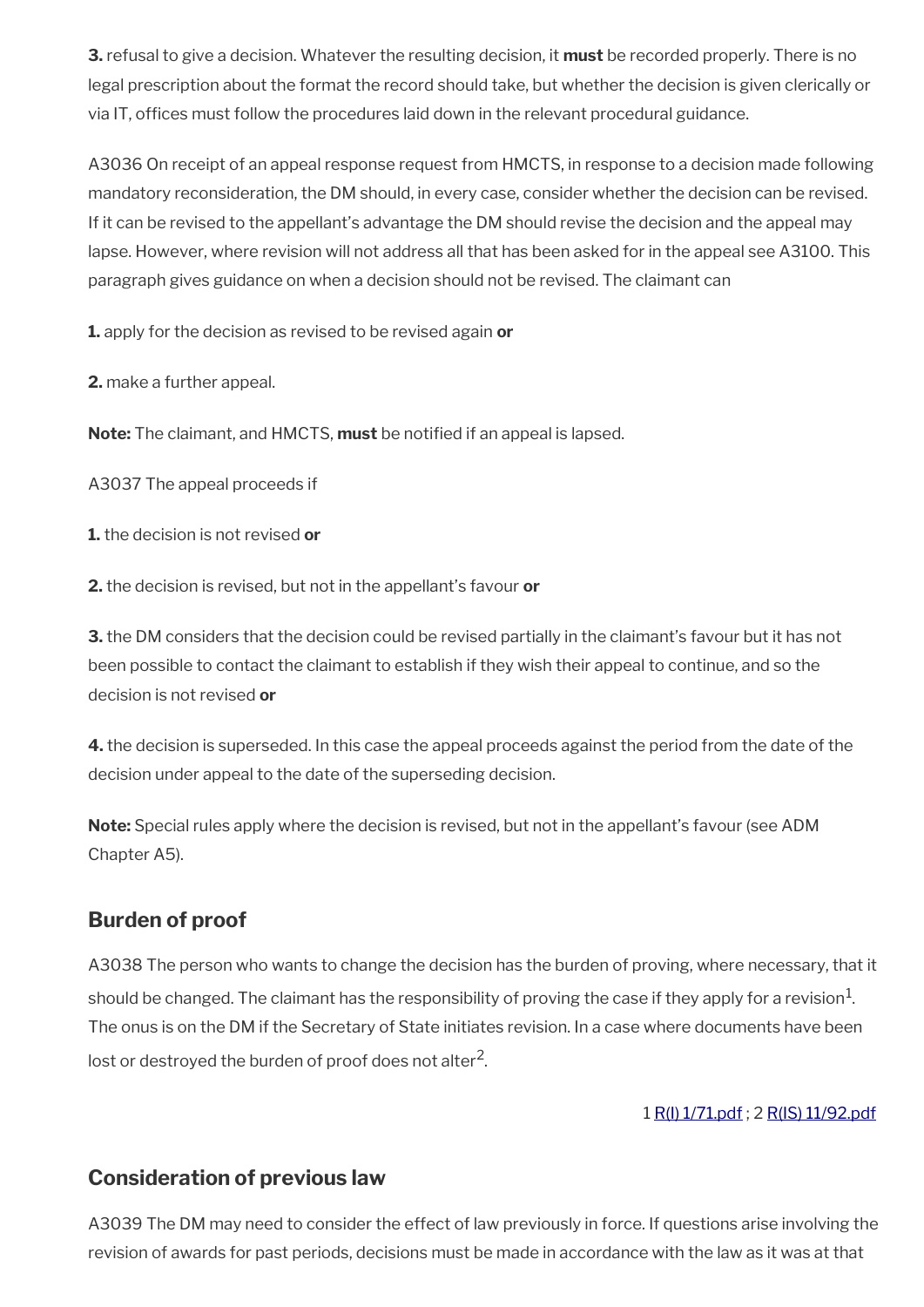**3.** refusal to give a decision. Whatever the resulting decision, it **must** be recorded properly. There is no legal prescription about the format the record should take, but whether the decision is given clerically or via IT, offices must follow the procedures laid down in the relevant procedural guidance.

A3036 On receipt of an appeal response request from HMCTS, in response to a decision made following mandatory reconsideration, the DM should, in every case, consider whether the decision can be revised. If it can be revised to the appellant's advantage the DM should revise the decision and the appeal may lapse. However, where revision will not address all that has been asked for in the appeal see A3100. This paragraph gives guidance on when a decision should not be revised. The claimant can

**1.** apply for the decision as revised to be revised again **or**

**2.** make a further appeal.

**Note:** The claimant, and HMCTS, **must** be notified if an appeal is lapsed.

A3037 The appeal proceeds if

**1.** the decision is not revised **or**

**2.** the decision is revised, but not in the appellant's favour **or**

**3.** the DM considers that the decision could be revised partially in the claimant's favour but it has not been possible to contact the claimant to establish if they wish their appeal to continue, and so the decision is not revised **or**

**4.** the decision is superseded. In this case the appeal proceeds against the period from the date of the decision under appeal to the date of the superseding decision.

**Note:** Special rules apply where the decision is revised, but not in the appellant's favour (see ADM Chapter A5).

## Burden of proof

A3038 The person who wants to change the decision has the burden of proving, where necessary, that it should be changed. The claimant has the responsibility of proving the case if they apply for a revision[1]. The onus is on the DM if the Secretary of State initiates revision. In a case where documents have been lost or destroyed the burden of proof does not alter[2].

1 R(I) 1/71.pdf ; 2 R(IS) 11/92.pdf

## Consideration of previous law

A3039 The DM may need to consider the effect of law previously in force. If questions arise involving the revision of awards for past periods, decisions must be made in accordance with the law as it was at that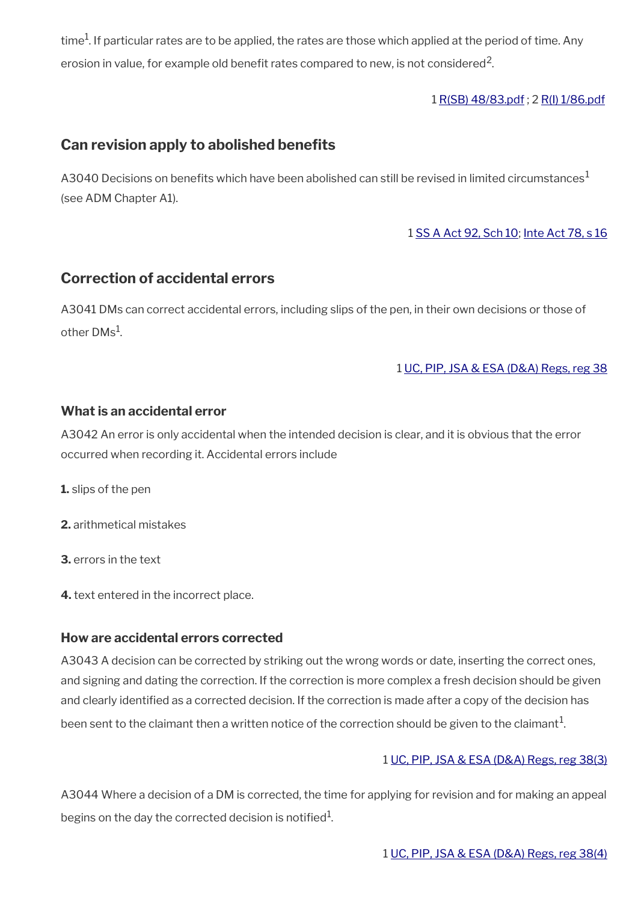time[1]. If particular rates are to be applied, the rates are those which applied at the period of time. Any erosion in value, for example old benefit rates compared to new, is not considered[2].

1 R(SB) 48/83.pdf ; 2 R(I) 1/86.pdf

## Can revision apply to abolished benefits

A3040 Decisions on benefits which have been abolished can still be revised in limited circumstances[1] (see ADM Chapter A1).

1 SS A Act 92, Sch 10; Inte Act 78, s 16

## Correction of accidental errors

A3041 DMs can correct accidental errors, including slips of the pen, in their own decisions or those of other DMs[1].

1 UC, PIP, JSA & ESA (D&A) Regs, reg 38

### What is an accidental error

A3042 An error is only accidental when the intended decision is clear, and it is obvious that the error occurred when recording it. Accidental errors include

**1.** slips of the pen

**2.** arithmetical mistakes

**3.** errors in the text

**4.** text entered in the incorrect place.

### How are accidental errors corrected

A3043 A decision can be corrected by striking out the wrong words or date, inserting the correct ones, and signing and dating the correction. If the correction is more complex a fresh decision should be given and clearly identified as a corrected decision. If the correction is made after a copy of the decision has been sent to the claimant then a written notice of the correction should be given to the claimant[1].

1 UC, PIP, JSA & ESA (D&A) Regs, reg 38(3)

A3044 Where a decision of a DM is corrected, the time for applying for revision and for making an appeal begins on the day the corrected decision is notified[1].

1 UC, PIP, JSA & ESA (D&A) Regs, reg 38(4)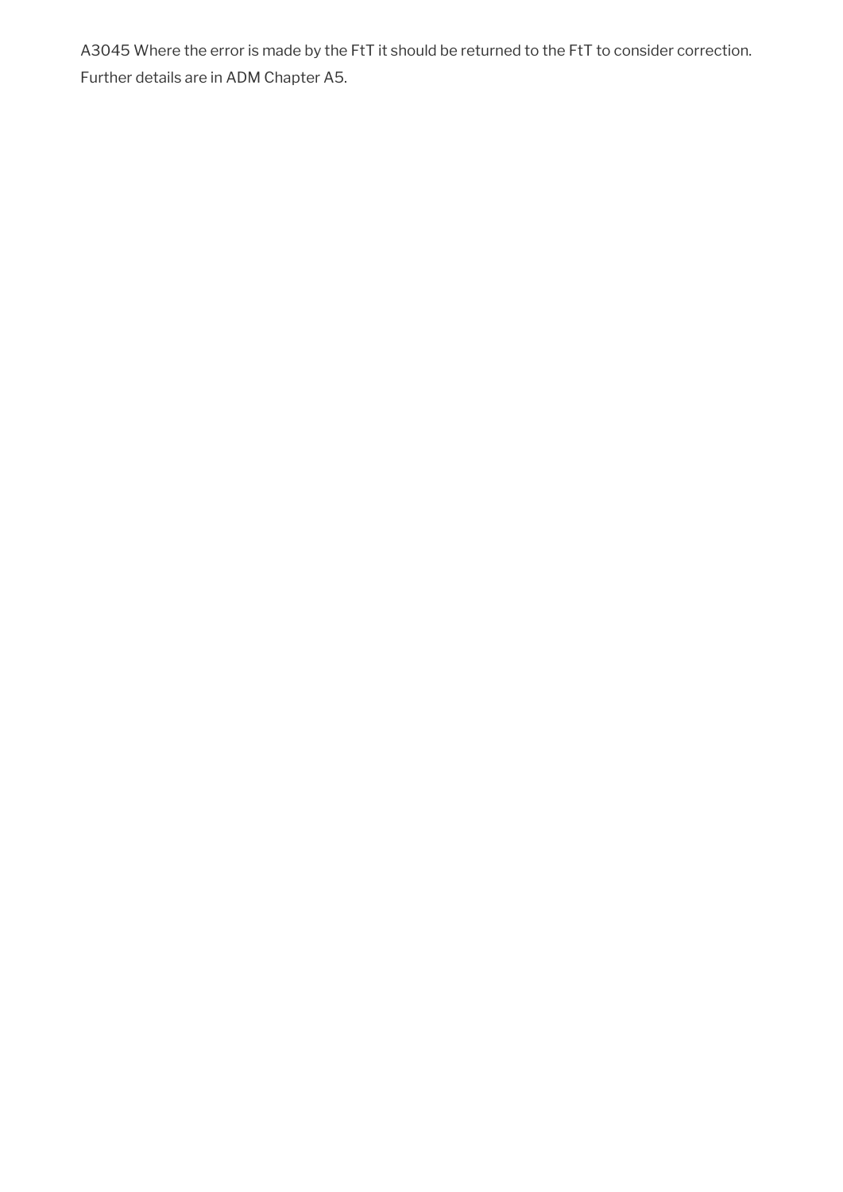A3045 Where the error is made by the FtT it should be returned to the FtT to consider correction. Further details are in ADM Chapter A5.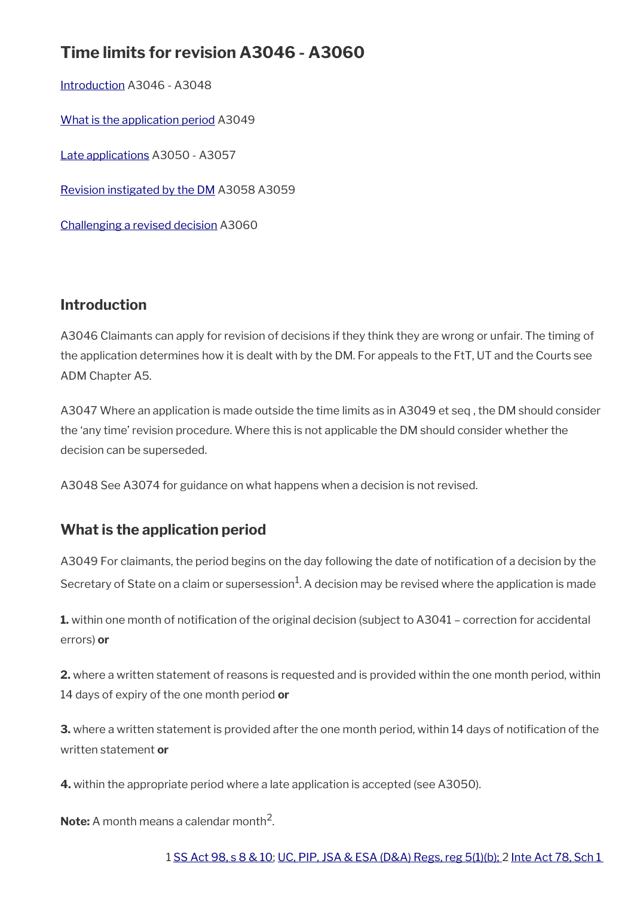## Time limits for revision A3046 - A3060

Introduction A3046 - A3048

What is the application period A3049

Late applications A3050 - A3057

Revision instigated by the DM A3058 A3059

Challenging a revised decision A3060

### Introduction

A3046 Claimants can apply for revision of decisions if they think they are wrong or unfair. The timing of the application determines how it is dealt with by the DM. For appeals to the FtT, UT and the Courts see ADM Chapter A5.

A3047 Where an application is made outside the time limits as in A3049 et seq , the DM should consider the 'any time' revision procedure. Where this is not applicable the DM should consider whether the decision can be superseded.

A3048 See A3074 for guidance on what happens when a decision is not revised.

### What is the application period

A3049 For claimants, the period begins on the day following the date of notification of a decision by the Secretary of State on a claim or supersession[1]. A decision may be revised where the application is made

**1.** within one month of notification of the original decision (subject to A3041 – correction for accidental errors) **or**

**2.** where a written statement of reasons is requested and is provided within the one month period, within 14 days of expiry of the one month period **or**

**3.** where a written statement is provided after the one month period, within 14 days of notification of the written statement **or**

**4.** within the appropriate period where a late application is accepted (see A3050).

**Note:** A month means a calendar month[2].

1 SS Act 98, s 8 & 10; UC, PIP, JSA & ESA (D&A) Regs, reg 5(1)(b); 2 Inte Act 78, Sch 1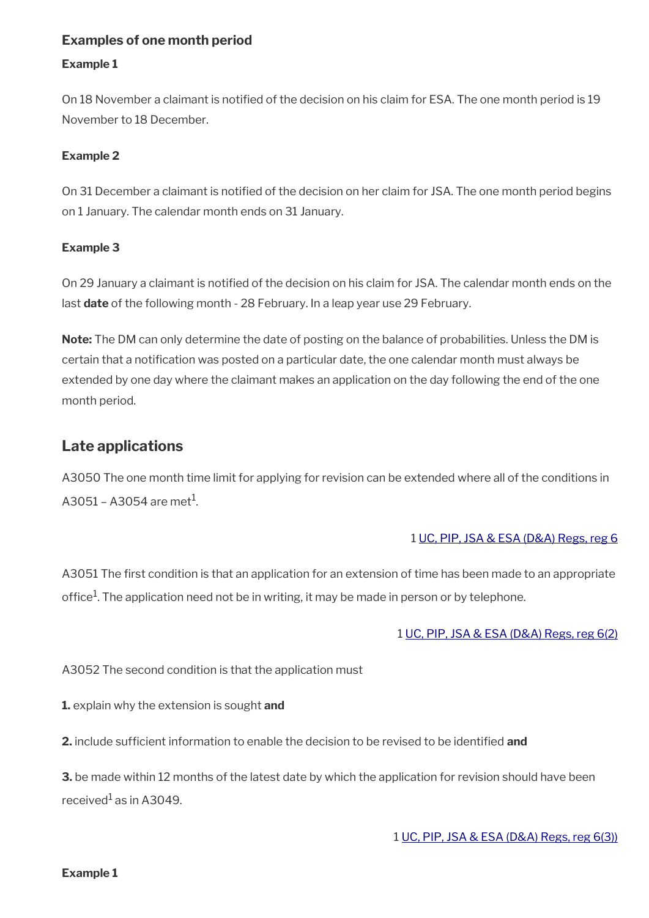### Examples of one month period

**Example 1**

On 18 November a claimant is notified of the decision on his claim for ESA. The one month period is 19 November to 18 December.

**Example 2**

On 31 December a claimant is notified of the decision on her claim for JSA. The one month period begins on 1 January. The calendar month ends on 31 January.

**Example 3**

On 29 January a claimant is notified of the decision on his claim for JSA. The calendar month ends on the last **date** of the following month - 28 February. In a leap year use 29 February.

**Note:** The DM can only determine the date of posting on the balance of probabilities. Unless the DM is certain that a notification was posted on a particular date, the one calendar month must always be extended by one day where the claimant makes an application on the day following the end of the one month period.

## Late applications

A3050 The one month time limit for applying for revision can be extended where all of the conditions in A3051 – A3054 are met[1].

1 UC, PIP, JSA & ESA (D&A) Regs, reg 6

A3051 The first condition is that an application for an extension of time has been made to an appropriate office[1]. The application need not be in writing, it may be made in person or by telephone.

1 UC, PIP, JSA & ESA (D&A) Regs, reg 6(2)

A3052 The second condition is that the application must

**1.** explain why the extension is sought **and**

**2.** include sufficient information to enable the decision to be revised to be identified **and**

**3.** be made within 12 months of the latest date by which the application for revision should have been received[1] as in A3049.

1 UC, PIP, JSA & ESA (D&A) Regs, reg 6(3))

**Example 1**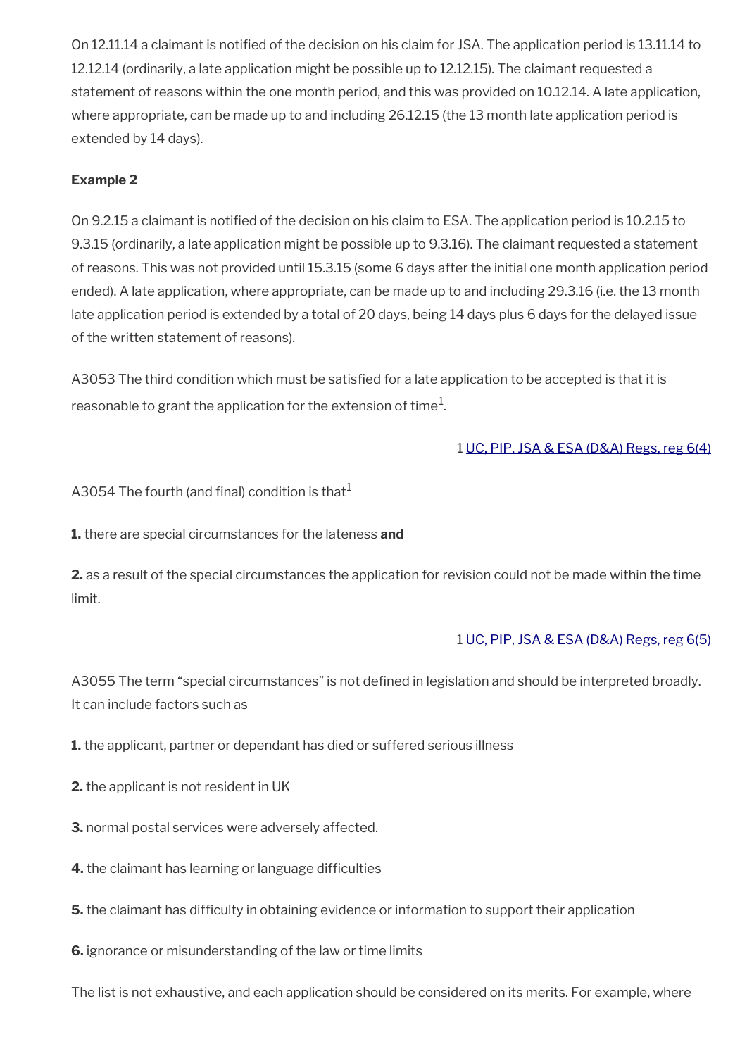On 12.11.14 a claimant is notified of the decision on his claim for JSA. The application period is 13.11.14 to 12.12.14 (ordinarily, a late application might be possible up to 12.12.15). The claimant requested a statement of reasons within the one month period, and this was provided on 10.12.14. A late application, where appropriate, can be made up to and including 26.12.15 (the 13 month late application period is extended by 14 days).

**Example 2**

On 9.2.15 a claimant is notified of the decision on his claim to ESA. The application period is 10.2.15 to 9.3.15 (ordinarily, a late application might be possible up to 9.3.16). The claimant requested a statement of reasons. This was not provided until 15.3.15 (some 6 days after the initial one month application period ended). A late application, where appropriate, can be made up to and including 29.3.16 (i.e. the 13 month late application period is extended by a total of 20 days, being 14 days plus 6 days for the delayed issue of the written statement of reasons).

A3053 The third condition which must be satisfied for a late application to be accepted is that it is reasonable to grant the application for the extension of time[1].

1 [UC, PIP, JSA & ESA (D&A) Regs, reg 6(4)]()

A3054 The fourth (and final) condition is that[1]

**1.** there are special circumstances for the lateness **and**

**2.** as a result of the special circumstances the application for revision could not be made within the time limit.

1 [UC, PIP, JSA & ESA (D&A) Regs, reg 6(5)]()

A3055 The term "special circumstances" is not defined in legislation and should be interpreted broadly. It can include factors such as

**1.** the applicant, partner or dependant has died or suffered serious illness

**2.** the applicant is not resident in UK

**3.** normal postal services were adversely affected.

**4.** the claimant has learning or language difficulties

**5.** the claimant has difficulty in obtaining evidence or information to support their application

**6.** ignorance or misunderstanding of the law or time limits

The list is not exhaustive, and each application should be considered on its merits. For example, where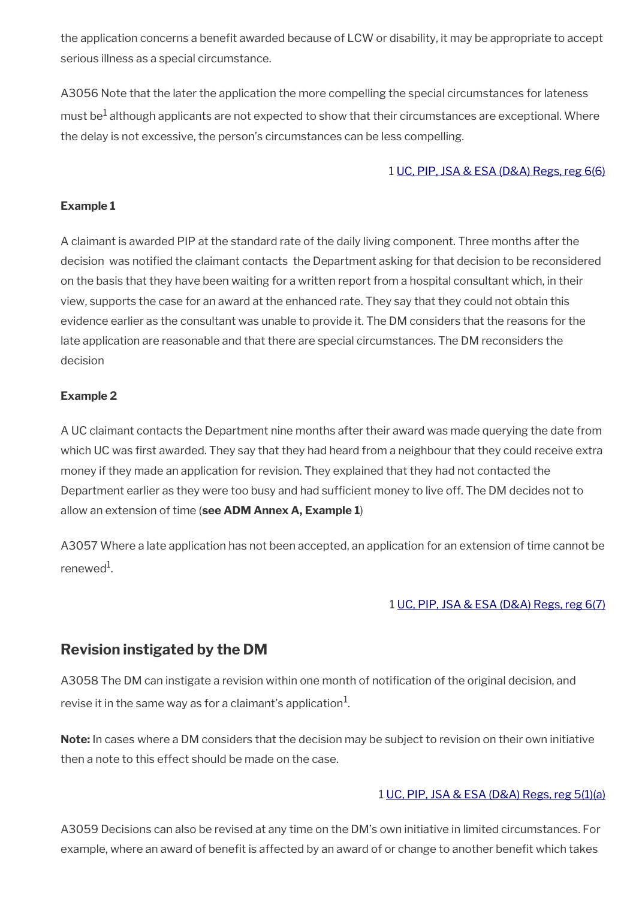the application concerns a benefit awarded because of LCW or disability, it may be appropriate to accept serious illness as a special circumstance.

A3056 Note that the later the application the more compelling the special circumstances for lateness must be[1] although applicants are not expected to show that their circumstances are exceptional. Where the delay is not excessive, the person's circumstances can be less compelling.

1 UC, PIP, JSA & ESA (D&A) Regs, reg 6(6)

**Example 1**

A claimant is awarded PIP at the standard rate of the daily living component. Three months after the decision was notified the claimant contacts the Department asking for that decision to be reconsidered on the basis that they have been waiting for a written report from a hospital consultant which, in their view, supports the case for an award at the enhanced rate. They say that they could not obtain this evidence earlier as the consultant was unable to provide it. The DM considers that the reasons for the late application are reasonable and that there are special circumstances. The DM reconsiders the decision

**Example 2**

A UC claimant contacts the Department nine months after their award was made querying the date from which UC was first awarded. They say that they had heard from a neighbour that they could receive extra money if they made an application for revision. They explained that they had not contacted the Department earlier as they were too busy and had sufficient money to live off. The DM decides not to allow an extension of time (**see ADM Annex A, Example 1**)

A3057 Where a late application has not been accepted, an application for an extension of time cannot be renewed[1].

1 UC, PIP, JSA & ESA (D&A) Regs, reg 6(7)

## Revision instigated by the DM

A3058 The DM can instigate a revision within one month of notification of the original decision, and revise it in the same way as for a claimant's application[1].

**Note:** In cases where a DM considers that the decision may be subject to revision on their own initiative then a note to this effect should be made on the case.

1 UC, PIP, JSA & ESA (D&A) Regs, reg 5(1)(a)

A3059 Decisions can also be revised at any time on the DM's own initiative in limited circumstances. For example, where an award of benefit is affected by an award of or change to another benefit which takes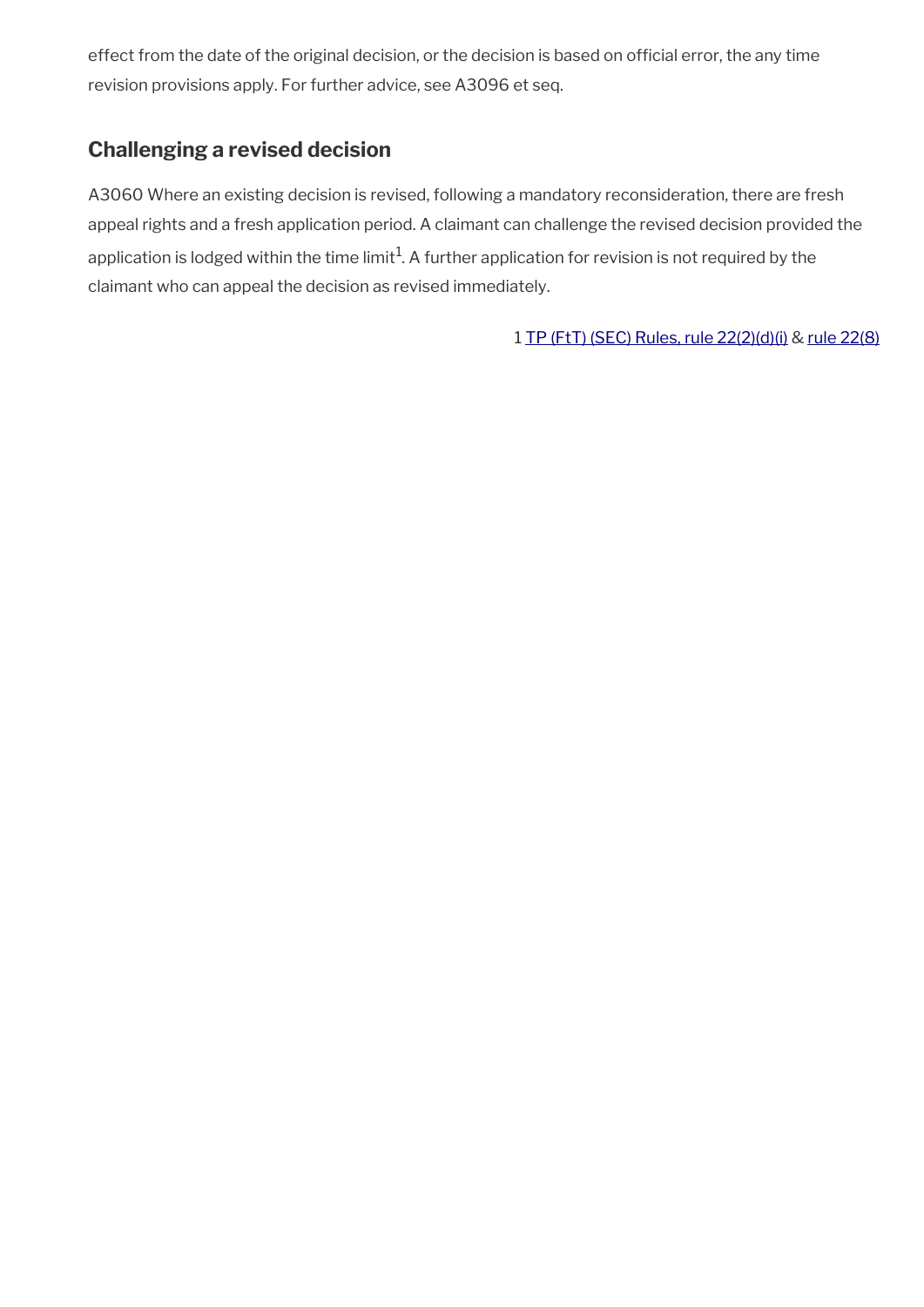effect from the date of the original decision, or the decision is based on official error, the any time revision provisions apply. For further advice, see A3096 et seq.

## Challenging a revised decision

A3060 Where an existing decision is revised, following a mandatory reconsideration, there are fresh appeal rights and a fresh application period. A claimant can challenge the revised decision provided the application is lodged within the time limit[1]. A further application for revision is not required by the claimant who can appeal the decision as revised immediately.

1 TP (FtT) (SEC) Rules, rule 22(2)(d)(i) & rule 22(8)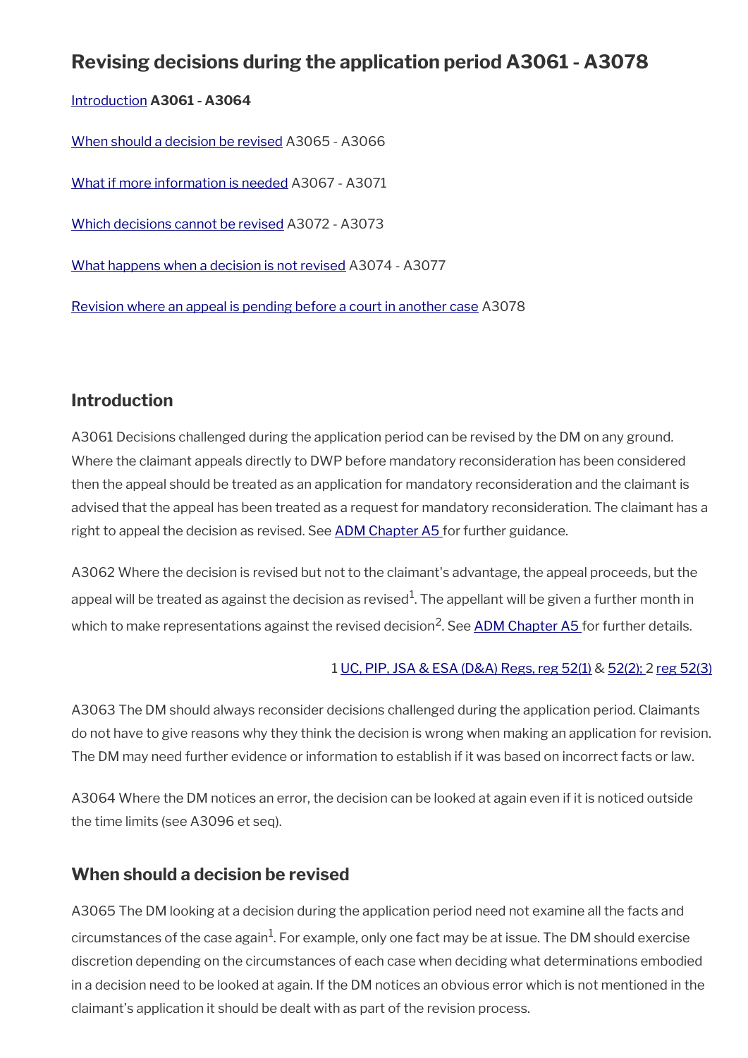## Revising decisions during the application period A3061 - A3078

[Introduction](#) **A3061 - A3064**

[When should a decision be revised](#) A3065 - A3066

[What if more information is needed](#) A3067 - A3071

[Which decisions cannot be revised](#) A3072 - A3073

[What happens when a decision is not revised](#) A3074 - A3077

[Revision where an appeal is pending before a court in another case](#) A3078

### Introduction

A3061 Decisions challenged during the application period can be revised by the DM on any ground. Where the claimant appeals directly to DWP before mandatory reconsideration has been considered then the appeal should be treated as an application for mandatory reconsideration and the claimant is advised that the appeal has been treated as a request for mandatory reconsideration. The claimant has a right to appeal the decision as revised. See [ADM Chapter A5](#) for further guidance.

A3062 Where the decision is revised but not to the claimant's advantage, the appeal proceeds, but the appeal will be treated as against the decision as revised[1]. The appellant will be given a further month in which to make representations against the revised decision[2]. See [ADM Chapter A5](#) for further details.

1 [UC, PIP, JSA & ESA (D&A) Regs, reg 52(1)](#) & [52(2);](#) 2 [reg 52(3)](#)

A3063 The DM should always reconsider decisions challenged during the application period. Claimants do not have to give reasons why they think the decision is wrong when making an application for revision. The DM may need further evidence or information to establish if it was based on incorrect facts or law.

A3064 Where the DM notices an error, the decision can be looked at again even if it is noticed outside the time limits (see A3096 et seq).

### When should a decision be revised

A3065 The DM looking at a decision during the application period need not examine all the facts and circumstances of the case again[1]. For example, only one fact may be at issue. The DM should exercise discretion depending on the circumstances of each case when deciding what determinations embodied in a decision need to be looked at again. If the DM notices an obvious error which is not mentioned in the claimant's application it should be dealt with as part of the revision process.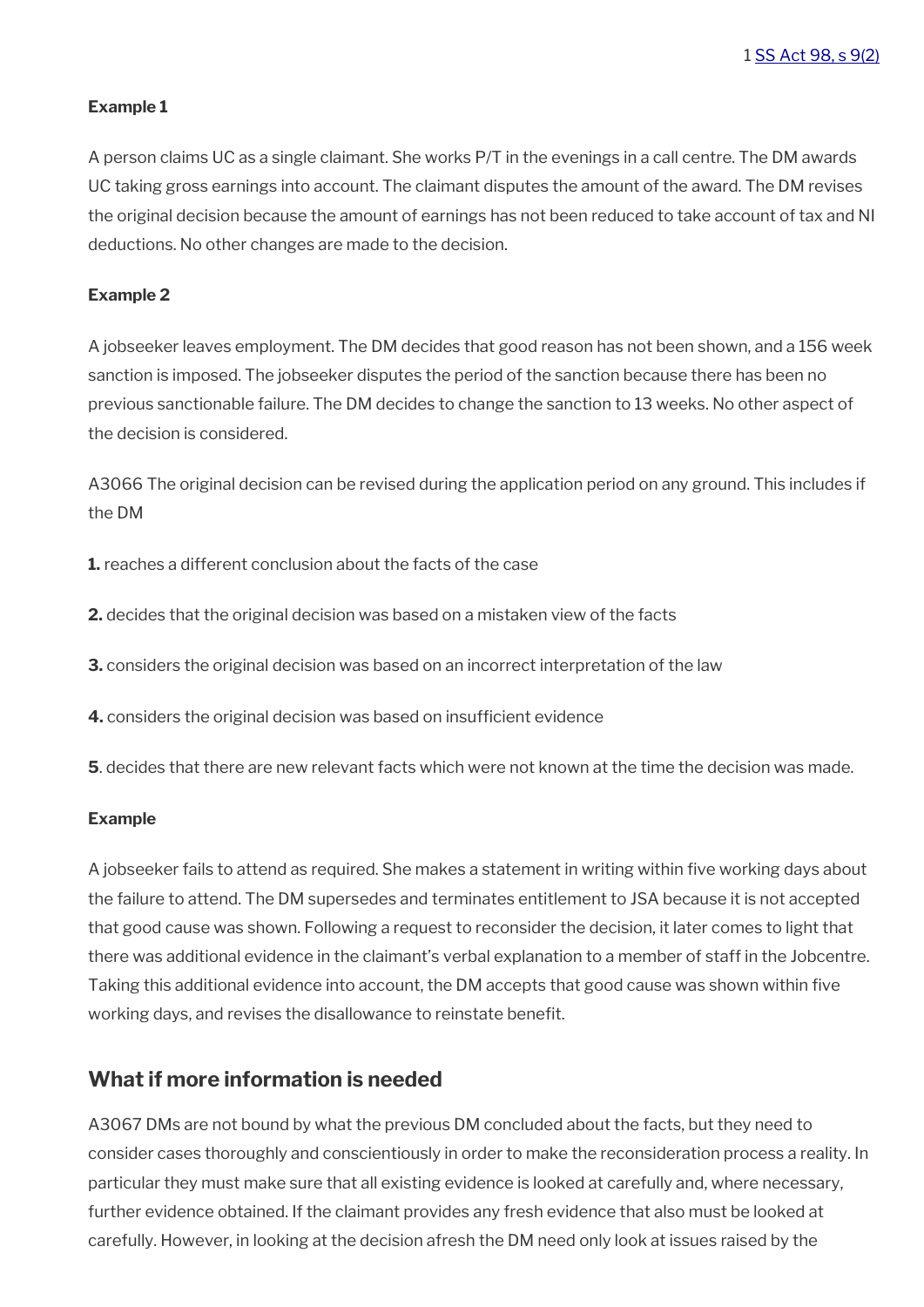1 SS Act 98, s 9(2)

**Example 1**

A person claims UC as a single claimant. She works P/T in the evenings in a call centre. The DM awards UC taking gross earnings into account. The claimant disputes the amount of the award. The DM revises the original decision because the amount of earnings has not been reduced to take account of tax and NI deductions. No other changes are made to the decision.

**Example 2**

A jobseeker leaves employment. The DM decides that good reason has not been shown, and a 156 week sanction is imposed. The jobseeker disputes the period of the sanction because there has been no previous sanctionable failure. The DM decides to change the sanction to 13 weeks. No other aspect of the decision is considered.

A3066 The original decision can be revised during the application period on any ground. This includes if the DM

**1.** reaches a different conclusion about the facts of the case

**2.** decides that the original decision was based on a mistaken view of the facts

**3.** considers the original decision was based on an incorrect interpretation of the law

**4.** considers the original decision was based on insufficient evidence

**5**. decides that there are new relevant facts which were not known at the time the decision was made.

**Example**

A jobseeker fails to attend as required. She makes a statement in writing within five working days about the failure to attend. The DM supersedes and terminates entitlement to JSA because it is not accepted that good cause was shown. Following a request to reconsider the decision, it later comes to light that there was additional evidence in the claimant's verbal explanation to a member of staff in the Jobcentre. Taking this additional evidence into account, the DM accepts that good cause was shown within five working days, and revises the disallowance to reinstate benefit.

## What if more information is needed

A3067 DMs are not bound by what the previous DM concluded about the facts, but they need to consider cases thoroughly and conscientiously in order to make the reconsideration process a reality. In particular they must make sure that all existing evidence is looked at carefully and, where necessary, further evidence obtained. If the claimant provides any fresh evidence that also must be looked at carefully. However, in looking at the decision afresh the DM need only look at issues raised by the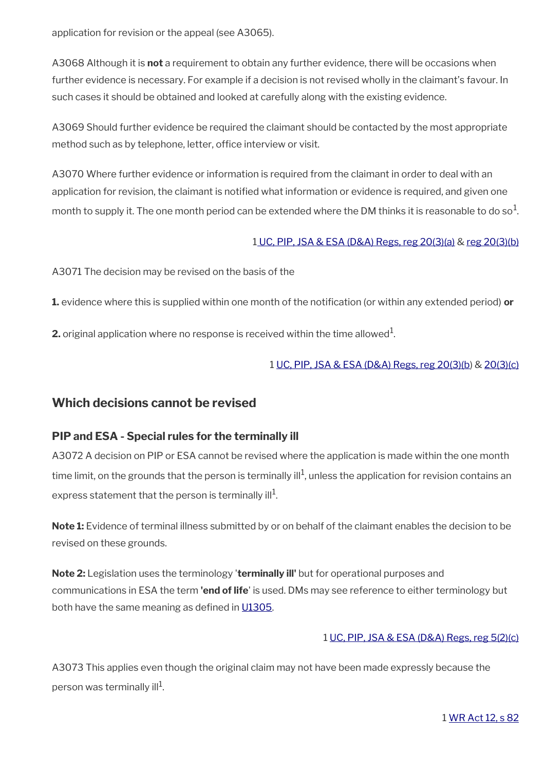application for revision or the appeal (see A3065).

A3068 Although it is **not** a requirement to obtain any further evidence, there will be occasions when further evidence is necessary. For example if a decision is not revised wholly in the claimant's favour. In such cases it should be obtained and looked at carefully along with the existing evidence.

A3069 Should further evidence be required the claimant should be contacted by the most appropriate method such as by telephone, letter, office interview or visit.

A3070 Where further evidence or information is required from the claimant in order to deal with an application for revision, the claimant is notified what information or evidence is required, and given one month to supply it. The one month period can be extended where the DM thinks it is reasonable to do so[1].

1 UC, PIP, JSA & ESA (D&A) Regs, reg 20(3)(a) & reg 20(3)(b)

A3071 The decision may be revised on the basis of the

**1.** evidence where this is supplied within one month of the notification (or within any extended period) **or**

**2.** original application where no response is received within the time allowed[1].

1 UC, PIP, JSA & ESA (D&A) Regs, reg 20(3)(b) & 20(3)(c)

## Which decisions cannot be revised

### PIP and ESA - Special rules for the terminally ill

A3072 A decision on PIP or ESA cannot be revised where the application is made within the one month time limit, on the grounds that the person is terminally ill[1], unless the application for revision contains an express statement that the person is terminally ill[1].

**Note 1:** Evidence of terminal illness submitted by or on behalf of the claimant enables the decision to be revised on these grounds.

**Note 2:** Legislation uses the terminology '**terminally ill'** but for operational purposes and communications in ESA the term **'end of life**' is used. DMs may see reference to either terminology but both have the same meaning as defined in U1305.

1 UC, PIP, JSA & ESA (D&A) Regs, reg 5(2)(c)

A3073 This applies even though the original claim may not have been made expressly because the person was terminally ill[1].

1 WR Act 12, s 82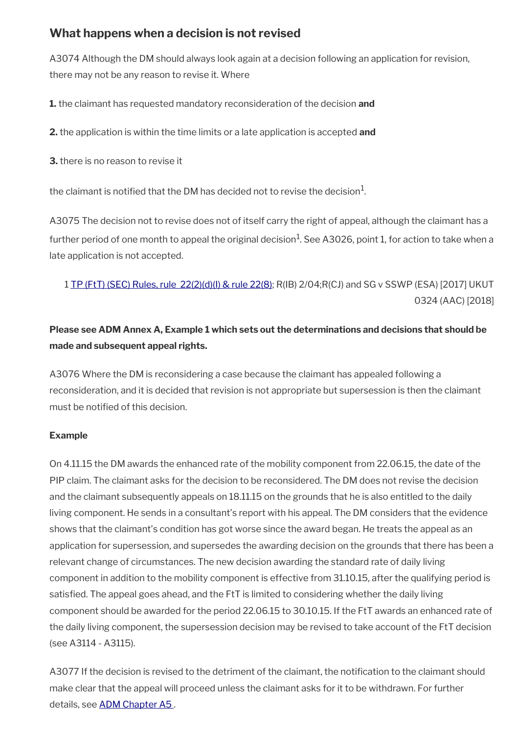## What happens when a decision is not revised

A3074 Although the DM should always look again at a decision following an application for revision, there may not be any reason to revise it. Where

**1.** the claimant has requested mandatory reconsideration of the decision **and**

**2.** the application is within the time limits or a late application is accepted **and**

**3.** there is no reason to revise it

the claimant is notified that the DM has decided not to revise the decision[1].

A3075 The decision not to revise does not of itself carry the right of appeal, although the claimant has a further period of one month to appeal the original decision[1]. See A3026, point 1, for action to take when a late application is not accepted.

1 TP (FtT) (SEC) Rules, rule 22(2)(d)(I) & rule 22(8); R(IB) 2/04;R(CJ) and SG v SSWP (ESA) [2017] UKUT 0324 (AAC) [2018]

**Please see ADM Annex A, Example 1 which sets out the determinations and decisions that should be made and subsequent appeal rights.**

A3076 Where the DM is reconsidering a case because the claimant has appealed following a reconsideration, and it is decided that revision is not appropriate but supersession is then the claimant must be notified of this decision.

**Example**

On 4.11.15 the DM awards the enhanced rate of the mobility component from 22.06.15, the date of the PIP claim. The claimant asks for the decision to be reconsidered. The DM does not revise the decision and the claimant subsequently appeals on 18.11.15 on the grounds that he is also entitled to the daily living component. He sends in a consultant's report with his appeal. The DM considers that the evidence shows that the claimant's condition has got worse since the award began. He treats the appeal as an application for supersession, and supersedes the awarding decision on the grounds that there has been a relevant change of circumstances. The new decision awarding the standard rate of daily living component in addition to the mobility component is effective from 31.10.15, after the qualifying period is satisfied. The appeal goes ahead, and the FtT is limited to considering whether the daily living component should be awarded for the period 22.06.15 to 30.10.15. If the FtT awards an enhanced rate of the daily living component, the supersession decision may be revised to take account of the FtT decision (see A3114 - A3115).

A3077 If the decision is revised to the detriment of the claimant, the notification to the claimant should make clear that the appeal will proceed unless the claimant asks for it to be withdrawn. For further details, see ADM Chapter A5 .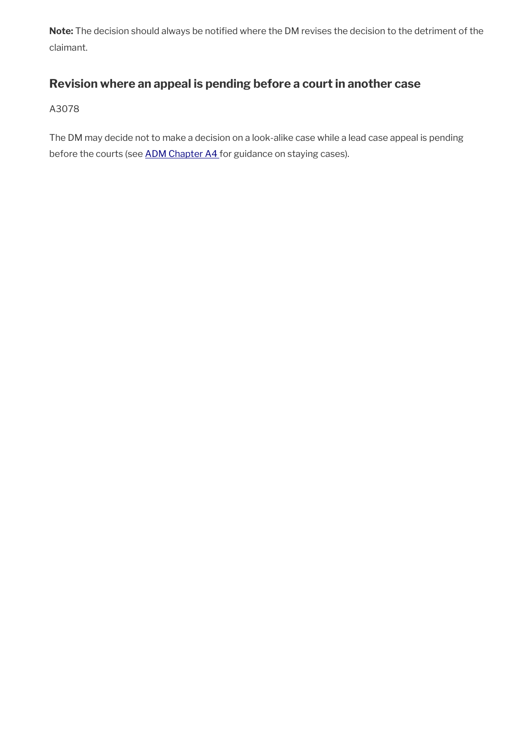**Note:** The decision should always be notified where the DM revises the decision to the detriment of the claimant.

## Revision where an appeal is pending before a court in another case

A3078

The DM may decide not to make a decision on a look-alike case while a lead case appeal is pending before the courts (see ADM Chapter A4 for guidance on staying cases).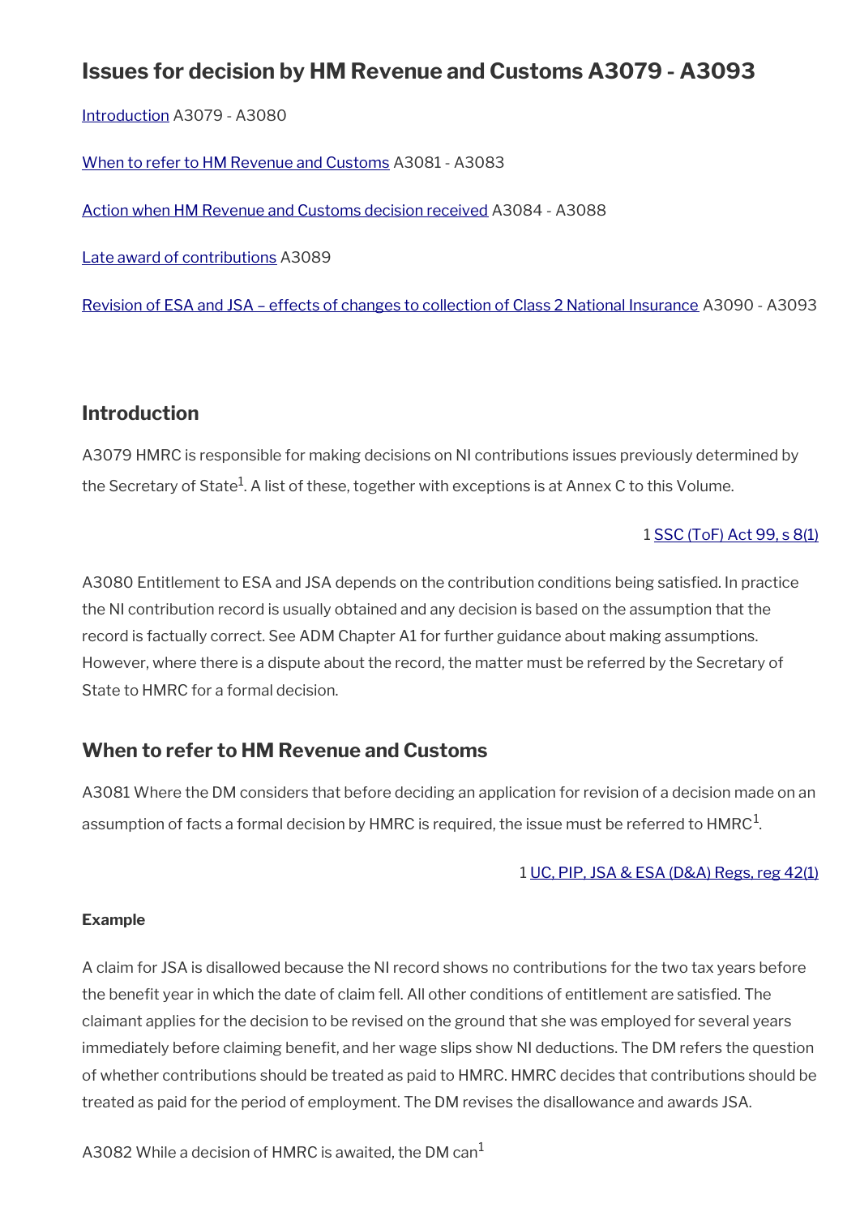## Issues for decision by HM Revenue and Customs A3079 - A3093

[Introduction](#) A3079 - A3080

[When to refer to HM Revenue and Customs](#) A3081 - A3083

[Action when HM Revenue and Customs decision received](#) A3084 - A3088

[Late award of contributions](#) A3089

[Revision of ESA and JSA – effects of changes to collection of Class 2 National Insurance](#) A3090 - A3093

### Introduction

A3079 HMRC is responsible for making decisions on NI contributions issues previously determined by the Secretary of State[1]. A list of these, together with exceptions is at Annex C to this Volume.

1 [SSC (ToF) Act 99, s 8(1)](#)

A3080 Entitlement to ESA and JSA depends on the contribution conditions being satisfied. In practice the NI contribution record is usually obtained and any decision is based on the assumption that the record is factually correct. See ADM Chapter A1 for further guidance about making assumptions. However, where there is a dispute about the record, the matter must be referred by the Secretary of State to HMRC for a formal decision.

### When to refer to HM Revenue and Customs

A3081 Where the DM considers that before deciding an application for revision of a decision made on an assumption of facts a formal decision by HMRC is required, the issue must be referred to HMRC[1].

1 [UC, PIP, JSA & ESA (D&A) Regs, reg 42(1)](#)

**Example**

A claim for JSA is disallowed because the NI record shows no contributions for the two tax years before the benefit year in which the date of claim fell. All other conditions of entitlement are satisfied. The claimant applies for the decision to be revised on the ground that she was employed for several years immediately before claiming benefit, and her wage slips show NI deductions. The DM refers the question of whether contributions should be treated as paid to HMRC. HMRC decides that contributions should be treated as paid for the period of employment. The DM revises the disallowance and awards JSA.

A3082 While a decision of HMRC is awaited, the DM can[1]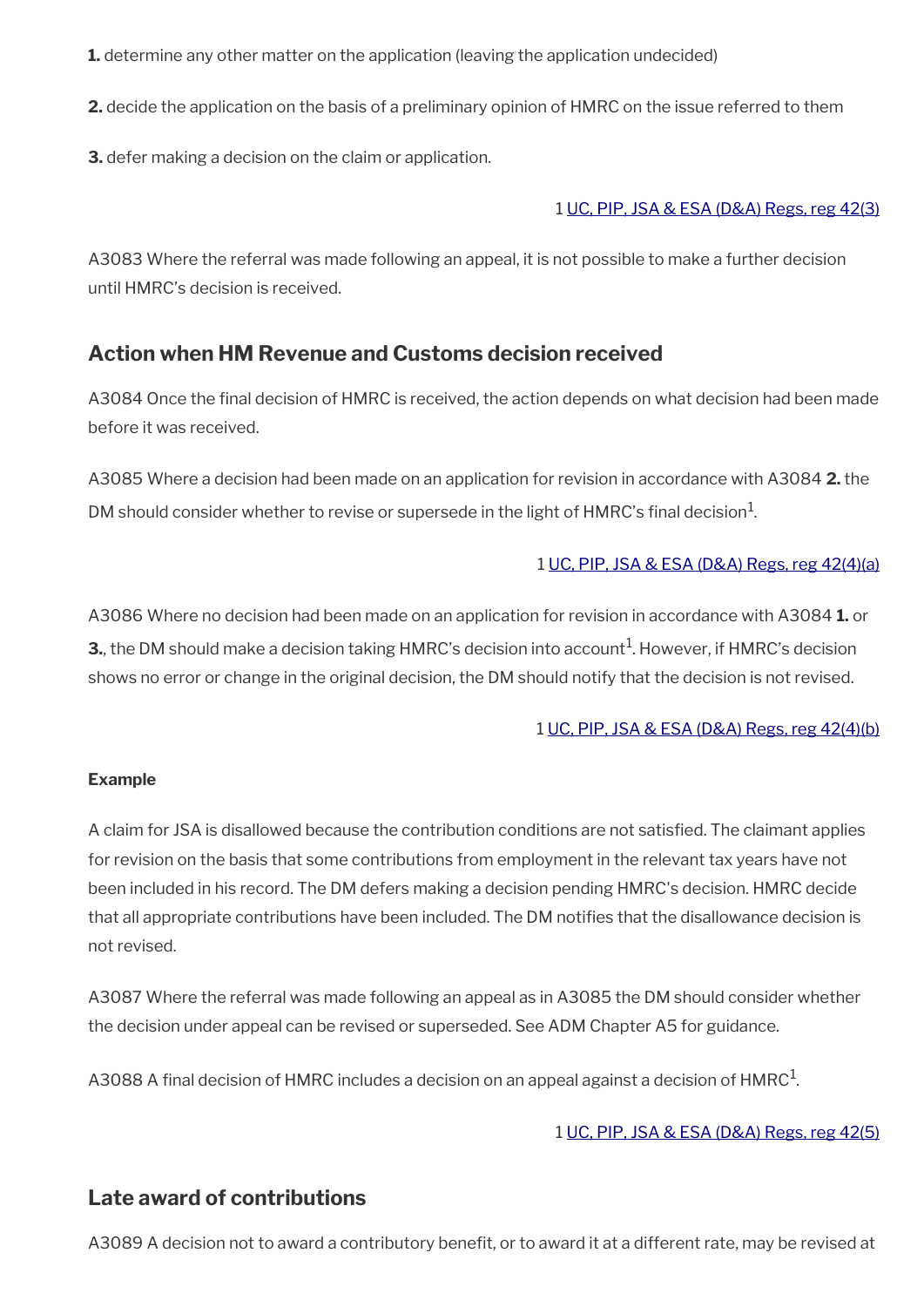**1.** determine any other matter on the application (leaving the application undecided)

**2.** decide the application on the basis of a preliminary opinion of HMRC on the issue referred to them

**3.** defer making a decision on the claim or application.

1 UC, PIP, JSA & ESA (D&A) Regs, reg 42(3)

A3083 Where the referral was made following an appeal, it is not possible to make a further decision until HMRC's decision is received.

## Action when HM Revenue and Customs decision received

A3084 Once the final decision of HMRC is received, the action depends on what decision had been made before it was received.

A3085 Where a decision had been made on an application for revision in accordance with A3084 **2.** the DM should consider whether to revise or supersede in the light of HMRC's final decision[1].

1 UC, PIP, JSA & ESA (D&A) Regs, reg 42(4)(a)

A3086 Where no decision had been made on an application for revision in accordance with A3084 **1.** or **3.**, the DM should make a decision taking HMRC's decision into account[1]. However, if HMRC's decision shows no error or change in the original decision, the DM should notify that the decision is not revised.

1 UC, PIP, JSA & ESA (D&A) Regs, reg 42(4)(b)

**Example**

A claim for JSA is disallowed because the contribution conditions are not satisfied. The claimant applies for revision on the basis that some contributions from employment in the relevant tax years have not been included in his record. The DM defers making a decision pending HMRC's decision. HMRC decide that all appropriate contributions have been included. The DM notifies that the disallowance decision is not revised.

A3087 Where the referral was made following an appeal as in A3085 the DM should consider whether the decision under appeal can be revised or superseded. See ADM Chapter A5 for guidance.

A3088 A final decision of HMRC includes a decision on an appeal against a decision of HMRC[1].

1 UC, PIP, JSA & ESA (D&A) Regs, reg 42(5)

## Late award of contributions

A3089 A decision not to award a contributory benefit, or to award it at a different rate, may be revised at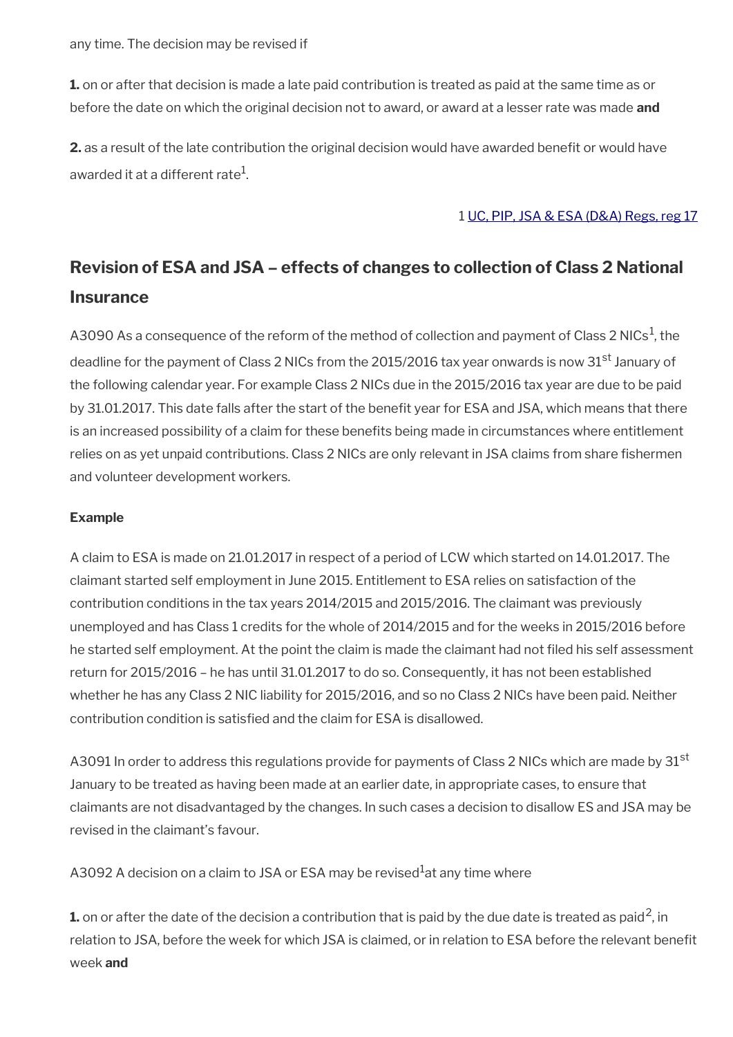any time. The decision may be revised if

**1.** on or after that decision is made a late paid contribution is treated as paid at the same time as or before the date on which the original decision not to award, or award at a lesser rate was made **and**

**2.** as a result of the late contribution the original decision would have awarded benefit or would have awarded it at a different rate[1].

1 UC, PIP, JSA & ESA (D&A) Regs, reg 17

## Revision of ESA and JSA – effects of changes to collection of Class 2 National Insurance

A3090 As a consequence of the reform of the method of collection and payment of Class 2 NICs[1], the deadline for the payment of Class 2 NICs from the 2015/2016 tax year onwards is now 31st January of the following calendar year. For example Class 2 NICs due in the 2015/2016 tax year are due to be paid by 31.01.2017. This date falls after the start of the benefit year for ESA and JSA, which means that there is an increased possibility of a claim for these benefits being made in circumstances where entitlement relies on as yet unpaid contributions. Class 2 NICs are only relevant in JSA claims from share fishermen and volunteer development workers.

**Example**

A claim to ESA is made on 21.01.2017 in respect of a period of LCW which started on 14.01.2017. The claimant started self employment in June 2015. Entitlement to ESA relies on satisfaction of the contribution conditions in the tax years 2014/2015 and 2015/2016. The claimant was previously unemployed and has Class 1 credits for the whole of 2014/2015 and for the weeks in 2015/2016 before he started self employment. At the point the claim is made the claimant had not filed his self assessment return for 2015/2016 – he has until 31.01.2017 to do so. Consequently, it has not been established whether he has any Class 2 NIC liability for 2015/2016, and so no Class 2 NICs have been paid. Neither contribution condition is satisfied and the claim for ESA is disallowed.

A3091 In order to address this regulations provide for payments of Class 2 NICs which are made by 31st January to be treated as having been made at an earlier date, in appropriate cases, to ensure that claimants are not disadvantaged by the changes. In such cases a decision to disallow ES and JSA may be revised in the claimant's favour.

A3092 A decision on a claim to JSA or ESA may be revised[1]at any time where

**1.** on or after the date of the decision a contribution that is paid by the due date is treated as paid[2], in relation to JSA, before the week for which JSA is claimed, or in relation to ESA before the relevant benefit week **and**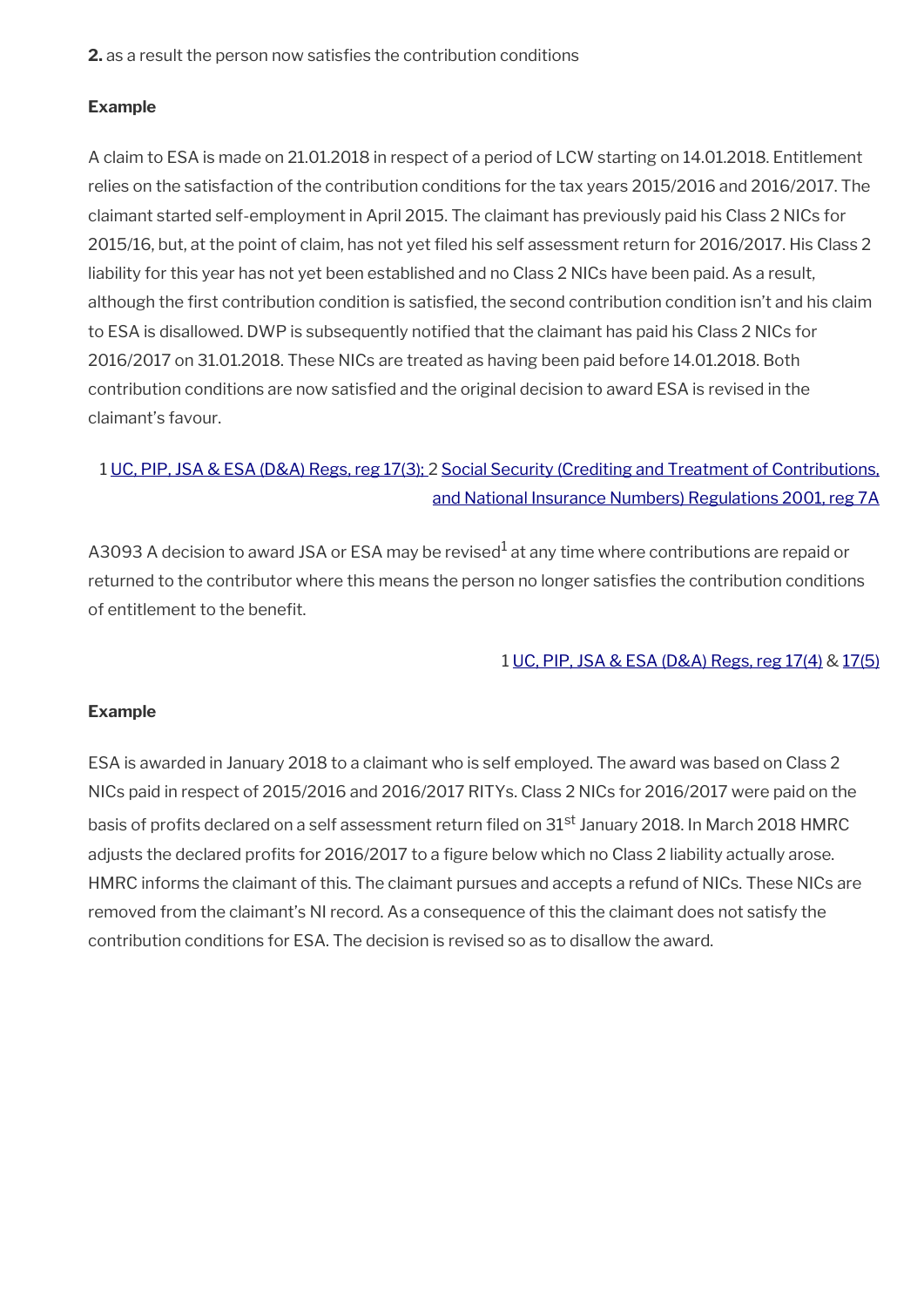**2.** as a result the person now satisfies the contribution conditions

**Example**

A claim to ESA is made on 21.01.2018 in respect of a period of LCW starting on 14.01.2018. Entitlement relies on the satisfaction of the contribution conditions for the tax years 2015/2016 and 2016/2017. The claimant started self-employment in April 2015. The claimant has previously paid his Class 2 NICs for 2015/16, but, at the point of claim, has not yet filed his self assessment return for 2016/2017. His Class 2 liability for this year has not yet been established and no Class 2 NICs have been paid. As a result, although the first contribution condition is satisfied, the second contribution condition isn't and his claim to ESA is disallowed. DWP is subsequently notified that the claimant has paid his Class 2 NICs for 2016/2017 on 31.01.2018. These NICs are treated as having been paid before 14.01.2018. Both contribution conditions are now satisfied and the original decision to award ESA is revised in the claimant's favour.

1 UC, PIP, JSA & ESA (D&A) Regs, reg 17(3); 2 Social Security (Crediting and Treatment of Contributions, and National Insurance Numbers) Regulations 2001, reg 7A

A3093 A decision to award JSA or ESA may be revised[1] at any time where contributions are repaid or returned to the contributor where this means the person no longer satisfies the contribution conditions of entitlement to the benefit.

1 UC, PIP, JSA & ESA (D&A) Regs, reg 17(4) & 17(5)

**Example**

ESA is awarded in January 2018 to a claimant who is self employed. The award was based on Class 2 NICs paid in respect of 2015/2016 and 2016/2017 RITYs. Class 2 NICs for 2016/2017 were paid on the basis of profits declared on a self assessment return filed on 31st January 2018. In March 2018 HMRC adjusts the declared profits for 2016/2017 to a figure below which no Class 2 liability actually arose. HMRC informs the claimant of this. The claimant pursues and accepts a refund of NICs. These NICs are removed from the claimant's NI record. As a consequence of this the claimant does not satisfy the contribution conditions for ESA. The decision is revised so as to disallow the award.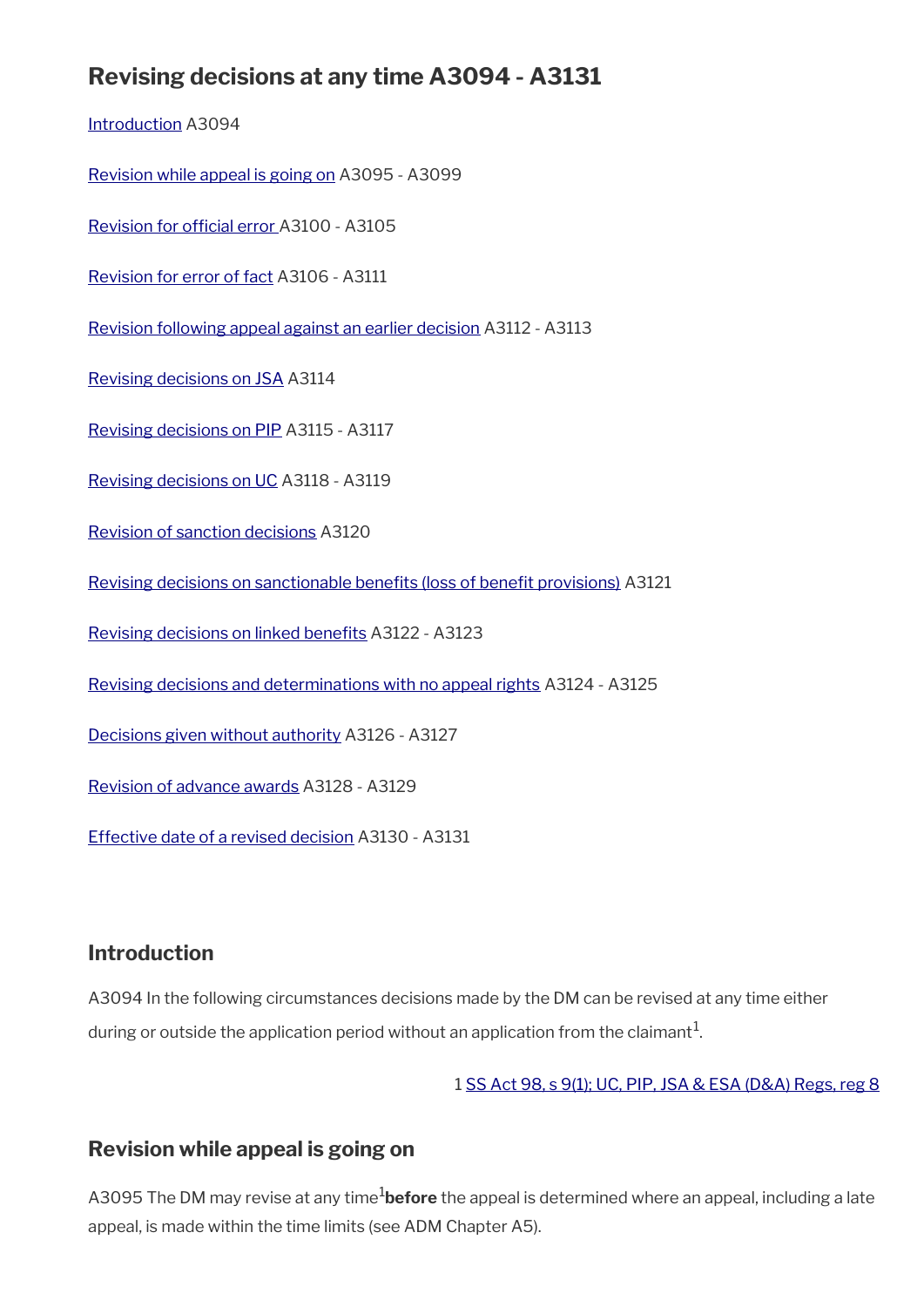## Revising decisions at any time A3094 - A3131

Introduction A3094

Revision while appeal is going on A3095 - A3099

Revision for official error A3100 - A3105

Revision for error of fact A3106 - A3111

Revision following appeal against an earlier decision A3112 - A3113

Revising decisions on JSA A3114

Revising decisions on PIP A3115 - A3117

Revising decisions on UC A3118 - A3119

Revision of sanction decisions A3120

Revising decisions on sanctionable benefits (loss of benefit provisions) A3121

Revising decisions on linked benefits A3122 - A3123

Revising decisions and determinations with no appeal rights A3124 - A3125

Decisions given without authority A3126 - A3127

Revision of advance awards A3128 - A3129

Effective date of a revised decision A3130 - A3131

### Introduction

A3094 In the following circumstances decisions made by the DM can be revised at any time either during or outside the application period without an application from the claimant[1].

1 SS Act 98, s 9(1); UC, PIP, JSA & ESA (D&A) Regs, reg 8

### Revision while appeal is going on

A3095 The DM may revise at any time[1] **before** the appeal is determined where an appeal, including a late appeal, is made within the time limits (see ADM Chapter A5).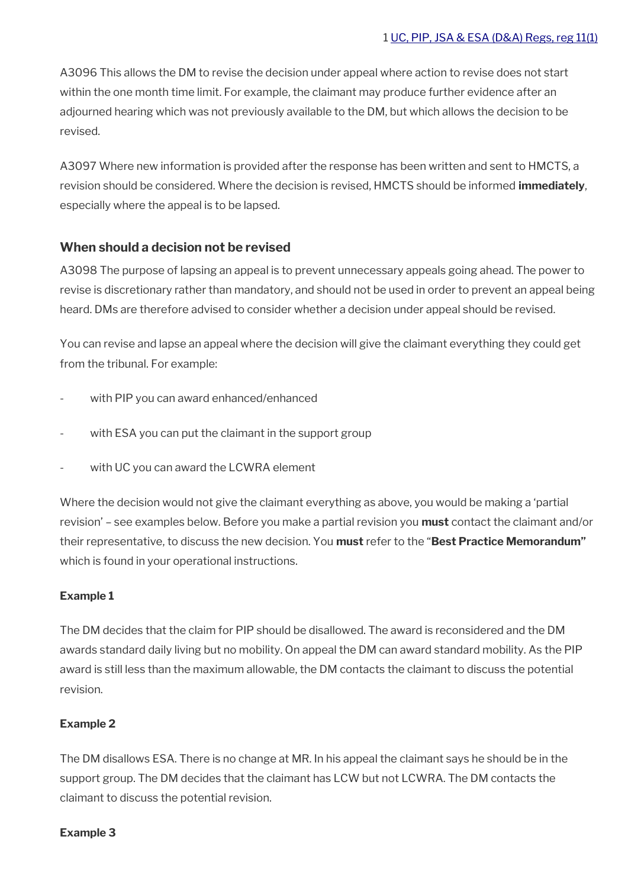1 [UC, PIP, JSA & ESA (D&A) Regs, reg 11(1)](#)

A3096 This allows the DM to revise the decision under appeal where action to revise does not start within the one month time limit. For example, the claimant may produce further evidence after an adjourned hearing which was not previously available to the DM, but which allows the decision to be revised.

A3097 Where new information is provided after the response has been written and sent to HMCTS, a revision should be considered. Where the decision is revised, HMCTS should be informed **immediately**, especially where the appeal is to be lapsed.

### When should a decision not be revised

A3098 The purpose of lapsing an appeal is to prevent unnecessary appeals going ahead. The power to revise is discretionary rather than mandatory, and should not be used in order to prevent an appeal being heard. DMs are therefore advised to consider whether a decision under appeal should be revised.

You can revise and lapse an appeal where the decision will give the claimant everything they could get from the tribunal. For example:

- with PIP you can award enhanced/enhanced
- with ESA you can put the claimant in the support group
- with UC you can award the LCWRA element

Where the decision would not give the claimant everything as above, you would be making a 'partial revision' – see examples below. Before you make a partial revision you **must** contact the claimant and/or their representative, to discuss the new decision. You **must** refer to the "**Best Practice Memorandum"** which is found in your operational instructions.

**Example 1**

The DM decides that the claim for PIP should be disallowed. The award is reconsidered and the DM awards standard daily living but no mobility. On appeal the DM can award standard mobility. As the PIP award is still less than the maximum allowable, the DM contacts the claimant to discuss the potential revision.

**Example 2**

The DM disallows ESA. There is no change at MR. In his appeal the claimant says he should be in the support group. The DM decides that the claimant has LCW but not LCWRA. The DM contacts the claimant to discuss the potential revision.

**Example 3**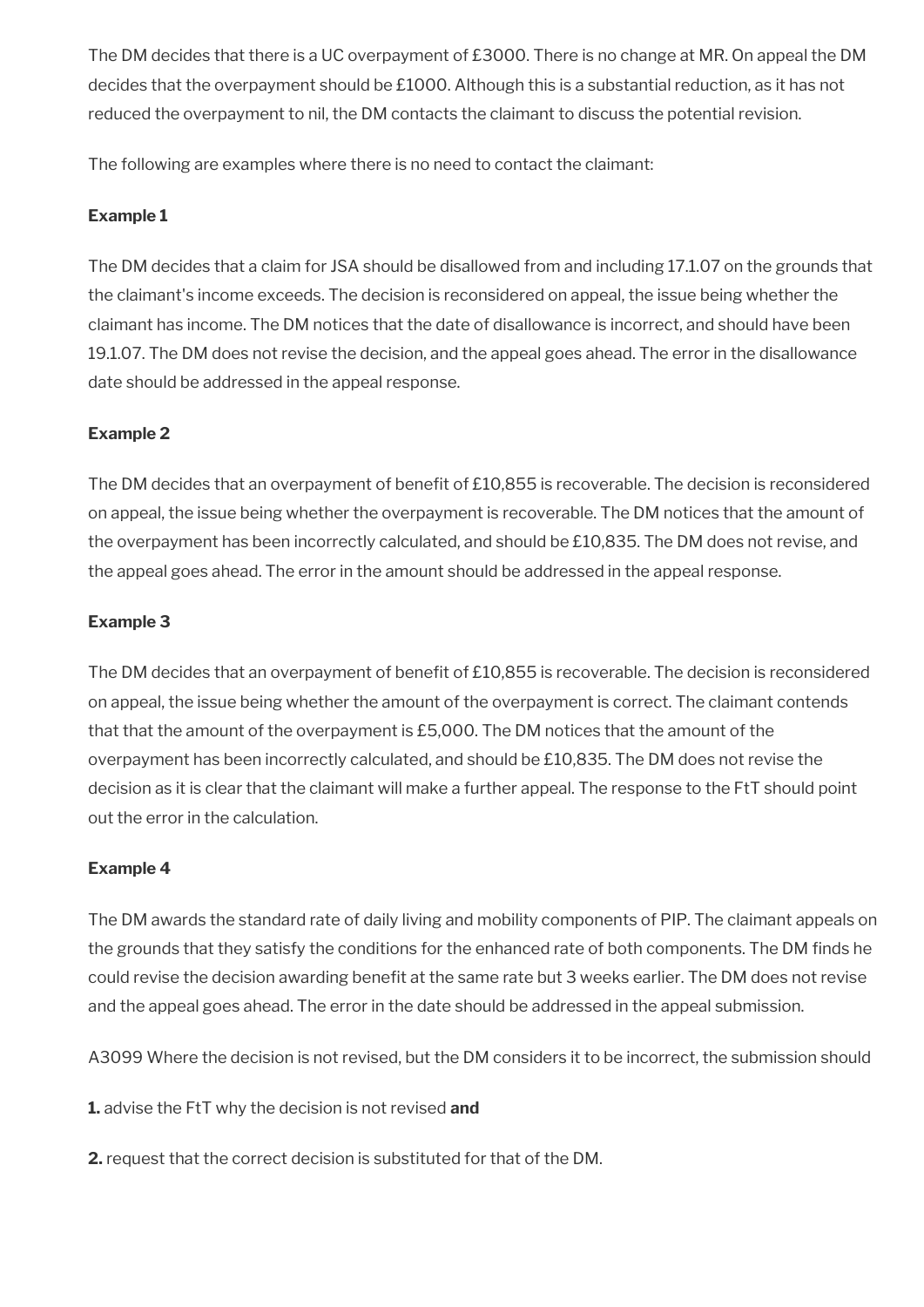The DM decides that there is a UC overpayment of £3000. There is no change at MR. On appeal the DM decides that the overpayment should be £1000. Although this is a substantial reduction, as it has not reduced the overpayment to nil, the DM contacts the claimant to discuss the potential revision.

The following are examples where there is no need to contact the claimant:

**Example 1**

The DM decides that a claim for JSA should be disallowed from and including 17.1.07 on the grounds that the claimant's income exceeds. The decision is reconsidered on appeal, the issue being whether the claimant has income. The DM notices that the date of disallowance is incorrect, and should have been 19.1.07. The DM does not revise the decision, and the appeal goes ahead. The error in the disallowance date should be addressed in the appeal response.

**Example 2**

The DM decides that an overpayment of benefit of £10,855 is recoverable. The decision is reconsidered on appeal, the issue being whether the overpayment is recoverable. The DM notices that the amount of the overpayment has been incorrectly calculated, and should be £10,835. The DM does not revise, and the appeal goes ahead. The error in the amount should be addressed in the appeal response.

**Example 3**

The DM decides that an overpayment of benefit of £10,855 is recoverable. The decision is reconsidered on appeal, the issue being whether the amount of the overpayment is correct. The claimant contends that that the amount of the overpayment is £5,000. The DM notices that the amount of the overpayment has been incorrectly calculated, and should be £10,835. The DM does not revise the decision as it is clear that the claimant will make a further appeal. The response to the FtT should point out the error in the calculation.

**Example 4**

The DM awards the standard rate of daily living and mobility components of PIP. The claimant appeals on the grounds that they satisfy the conditions for the enhanced rate of both components. The DM finds he could revise the decision awarding benefit at the same rate but 3 weeks earlier. The DM does not revise and the appeal goes ahead. The error in the date should be addressed in the appeal submission.

A3099 Where the decision is not revised, but the DM considers it to be incorrect, the submission should

**1.** advise the FtT why the decision is not revised **and**

**2.** request that the correct decision is substituted for that of the DM.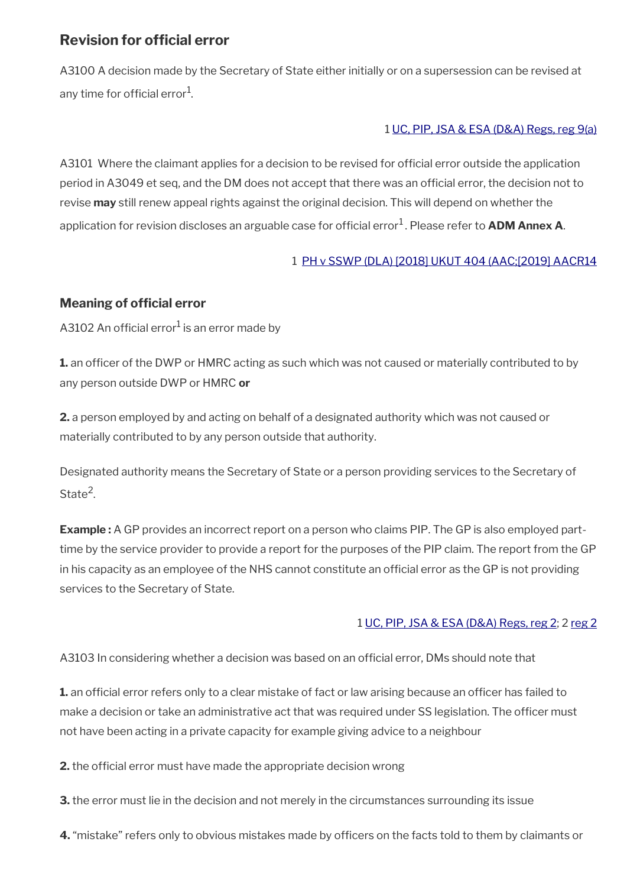## Revision for official error

A3100 A decision made by the Secretary of State either initially or on a supersession can be revised at any time for official error[1].

1 UC, PIP, JSA & ESA (D&A) Regs, reg 9(a)

A3101 Where the claimant applies for a decision to be revised for official error outside the application period in A3049 et seq, and the DM does not accept that there was an official error, the decision not to revise **may** still renew appeal rights against the original decision. This will depend on whether the application for revision discloses an arguable case for official error[1]. Please refer to **ADM Annex A**.

1 PH v SSWP (DLA) [2018] UKUT 404 (AAC;[2019] AACR14

### Meaning of official error

A3102 An official error[1] is an error made by

**1.** an officer of the DWP or HMRC acting as such which was not caused or materially contributed to by any person outside DWP or HMRC **or**

**2.** a person employed by and acting on behalf of a designated authority which was not caused or materially contributed to by any person outside that authority.

Designated authority means the Secretary of State or a person providing services to the Secretary of State[2].

**Example :** A GP provides an incorrect report on a person who claims PIP. The GP is also employed part-time by the service provider to provide a report for the purposes of the PIP claim. The report from the GP in his capacity as an employee of the NHS cannot constitute an official error as the GP is not providing services to the Secretary of State.

1 UC, PIP, JSA & ESA (D&A) Regs, reg 2; 2 reg 2

A3103 In considering whether a decision was based on an official error, DMs should note that

**1.** an official error refers only to a clear mistake of fact or law arising because an officer has failed to make a decision or take an administrative act that was required under SS legislation. The officer must not have been acting in a private capacity for example giving advice to a neighbour

**2.** the official error must have made the appropriate decision wrong

**3.** the error must lie in the decision and not merely in the circumstances surrounding its issue

**4.** "mistake" refers only to obvious mistakes made by officers on the facts told to them by claimants or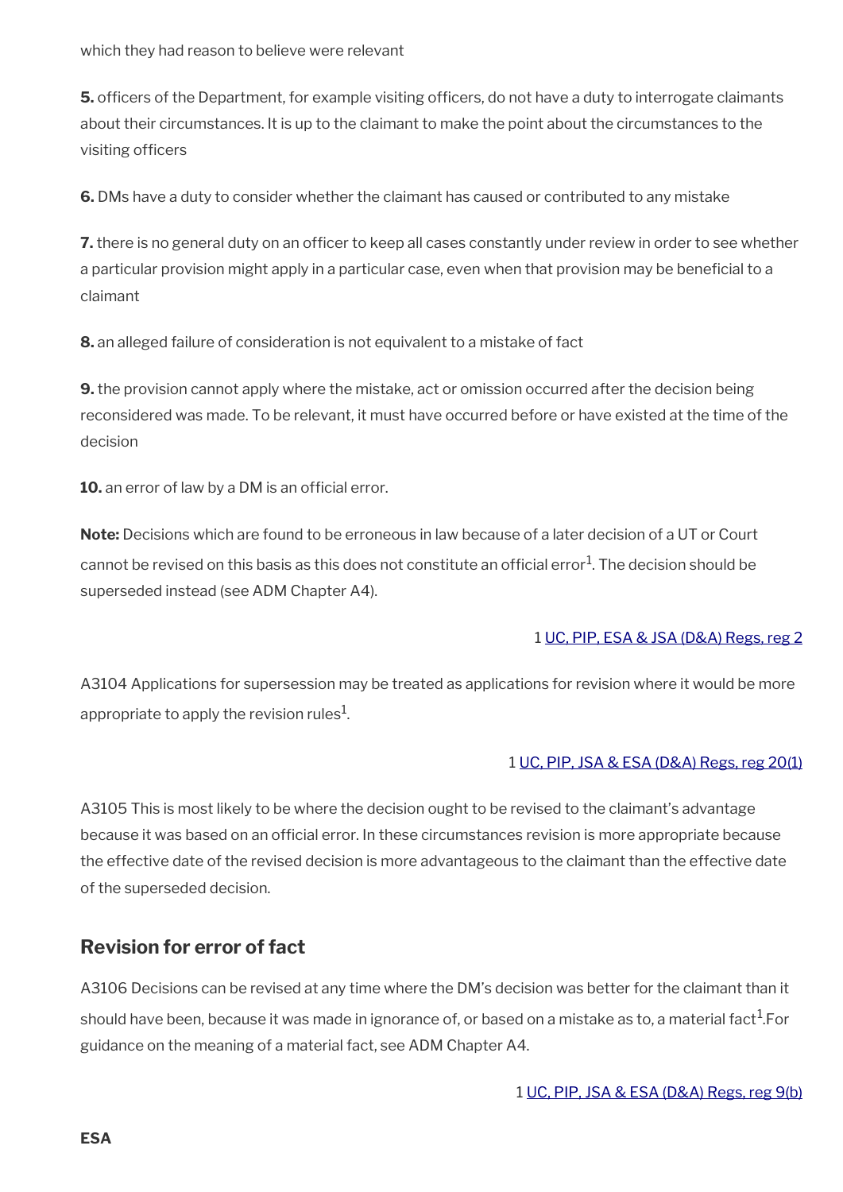which they had reason to believe were relevant

**5.** officers of the Department, for example visiting officers, do not have a duty to interrogate claimants about their circumstances. It is up to the claimant to make the point about the circumstances to the visiting officers

**6.** DMs have a duty to consider whether the claimant has caused or contributed to any mistake

**7.** there is no general duty on an officer to keep all cases constantly under review in order to see whether a particular provision might apply in a particular case, even when that provision may be beneficial to a claimant

**8.** an alleged failure of consideration is not equivalent to a mistake of fact

**9.** the provision cannot apply where the mistake, act or omission occurred after the decision being reconsidered was made. To be relevant, it must have occurred before or have existed at the time of the decision

**10.** an error of law by a DM is an official error.

**Note:** Decisions which are found to be erroneous in law because of a later decision of a UT or Court cannot be revised on this basis as this does not constitute an official error[1]. The decision should be superseded instead (see ADM Chapter A4).

1 UC, PIP, ESA & JSA (D&A) Regs, reg 2

A3104 Applications for supersession may be treated as applications for revision where it would be more appropriate to apply the revision rules[1].

1 UC, PIP, JSA & ESA (D&A) Regs, reg 20(1)

A3105 This is most likely to be where the decision ought to be revised to the claimant's advantage because it was based on an official error. In these circumstances revision is more appropriate because the effective date of the revised decision is more advantageous to the claimant than the effective date of the superseded decision.

## Revision for error of fact

A3106 Decisions can be revised at any time where the DM's decision was better for the claimant than it should have been, because it was made in ignorance of, or based on a mistake as to, a material fact[1].For guidance on the meaning of a material fact, see ADM Chapter A4.

1 UC, PIP, JSA & ESA (D&A) Regs, reg 9(b)

**ESA**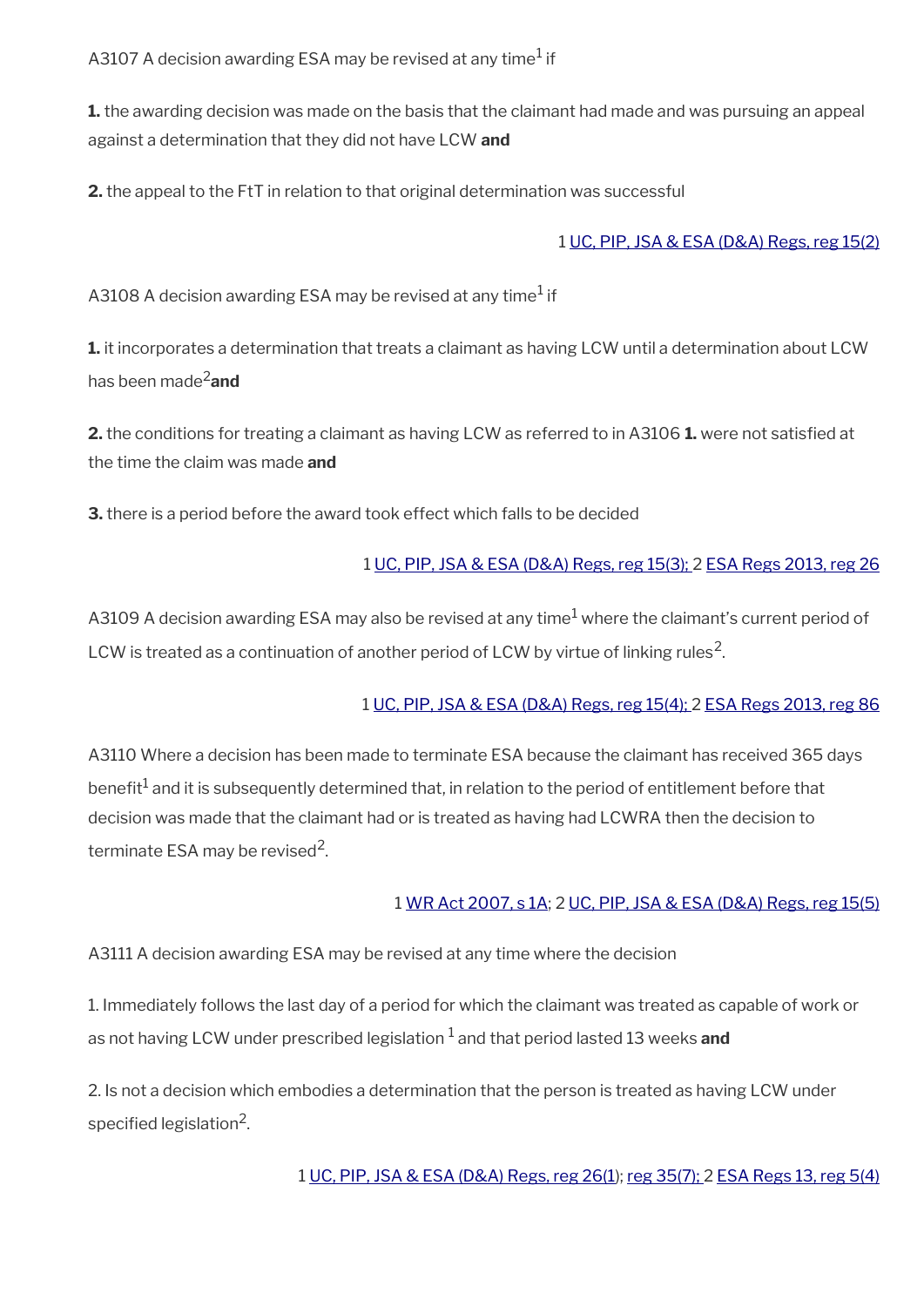A3107 A decision awarding ESA may be revised at any time[1] if

**1.** the awarding decision was made on the basis that the claimant had made and was pursuing an appeal against a determination that they did not have LCW **and**

**2.** the appeal to the FtT in relation to that original determination was successful

1 UC, PIP, JSA & ESA (D&A) Regs, reg 15(2)

A3108 A decision awarding ESA may be revised at any time[1] if

**1.** it incorporates a determination that treats a claimant as having LCW until a determination about LCW has been made[2] **and**

**2.** the conditions for treating a claimant as having LCW as referred to in A3106 **1.** were not satisfied at the time the claim was made **and**

**3.** there is a period before the award took effect which falls to be decided

1 UC, PIP, JSA & ESA (D&A) Regs, reg 15(3); 2 ESA Regs 2013, reg 26

A3109 A decision awarding ESA may also be revised at any time[1] where the claimant's current period of LCW is treated as a continuation of another period of LCW by virtue of linking rules[2].

1 UC, PIP, JSA & ESA (D&A) Regs, reg 15(4); 2 ESA Regs 2013, reg 86

A3110 Where a decision has been made to terminate ESA because the claimant has received 365 days benefit[1] and it is subsequently determined that, in relation to the period of entitlement before that decision was made that the claimant had or is treated as having had LCWRA then the decision to terminate ESA may be revised[2].

1 WR Act 2007, s 1A; 2 UC, PIP, JSA & ESA (D&A) Regs, reg 15(5)

A3111 A decision awarding ESA may be revised at any time where the decision

1. Immediately follows the last day of a period for which the claimant was treated as capable of work or as not having LCW under prescribed legislation [1] and that period lasted 13 weeks **and**

2. Is not a decision which embodies a determination that the person is treated as having LCW under specified legislation[2].

1 UC, PIP, JSA & ESA (D&A) Regs, reg 26(1); reg 35(7); 2 ESA Regs 13, reg 5(4)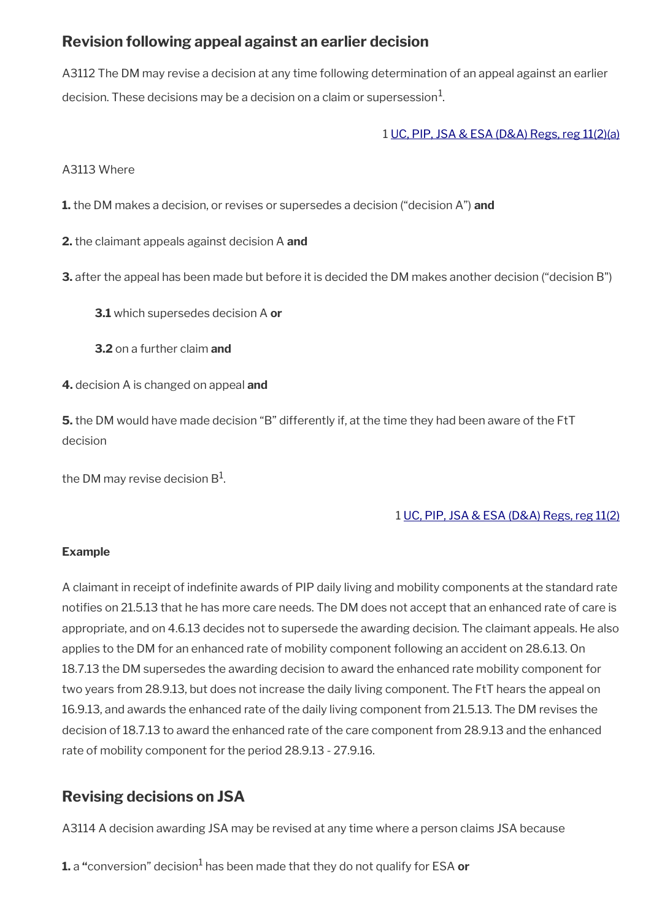## Revision following appeal against an earlier decision

A3112 The DM may revise a decision at any time following determination of an appeal against an earlier decision. These decisions may be a decision on a claim or supersession[1].

1 UC, PIP, JSA & ESA (D&A) Regs, reg 11(2)(a)

A3113 Where

**1.** the DM makes a decision, or revises or supersedes a decision ("decision A") **and**

**2.** the claimant appeals against decision A **and**

**3.** after the appeal has been made but before it is decided the DM makes another decision ("decision B")

> **3.1** which supersedes decision A **or**
>
> **3.2** on a further claim **and**

**4.** decision A is changed on appeal **and**

**5.** the DM would have made decision "B" differently if, at the time they had been aware of the FtT decision

the DM may revise decision B[1].

1 UC, PIP, JSA & ESA (D&A) Regs, reg 11(2)

**Example**

A claimant in receipt of indefinite awards of PIP daily living and mobility components at the standard rate notifies on 21.5.13 that he has more care needs. The DM does not accept that an enhanced rate of care is appropriate, and on 4.6.13 decides not to supersede the awarding decision. The claimant appeals. He also applies to the DM for an enhanced rate of mobility component following an accident on 28.6.13. On 18.7.13 the DM supersedes the awarding decision to award the enhanced rate mobility component for two years from 28.9.13, but does not increase the daily living component. The FtT hears the appeal on 16.9.13, and awards the enhanced rate of the daily living component from 21.5.13. The DM revises the decision of 18.7.13 to award the enhanced rate of the care component from 28.9.13 and the enhanced rate of mobility component for the period 28.9.13 - 27.9.16.

## Revising decisions on JSA

A3114 A decision awarding JSA may be revised at any time where a person claims JSA because

**1.** a "conversion" decision[1] has been made that they do not qualify for ESA **or**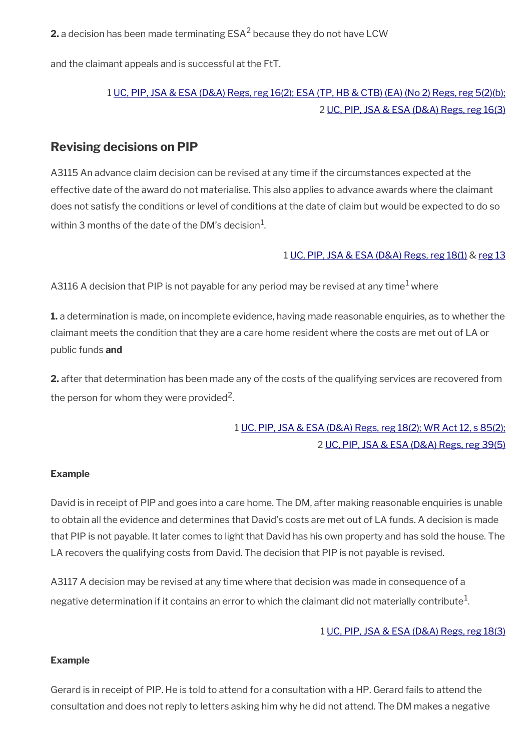**2.** a decision has been made terminating ESA[2] because they do not have LCW

and the claimant appeals and is successful at the FtT.

1 UC, PIP, JSA & ESA (D&A) Regs, reg 16(2); ESA (TP, HB & CTB) (EA) (No 2) Regs, reg 5(2)(b);
2 UC, PIP, JSA & ESA (D&A) Regs, reg 16(3)

## Revising decisions on PIP

A3115 An advance claim decision can be revised at any time if the circumstances expected at the effective date of the award do not materialise. This also applies to advance awards where the claimant does not satisfy the conditions or level of conditions at the date of claim but would be expected to do so within 3 months of the date of the DM's decision[1].

1 UC, PIP, JSA & ESA (D&A) Regs, reg 18(1) & reg 13

A3116 A decision that PIP is not payable for any period may be revised at any time[1] where

**1.** a determination is made, on incomplete evidence, having made reasonable enquiries, as to whether the claimant meets the condition that they are a care home resident where the costs are met out of LA or public funds **and**

**2.** after that determination has been made any of the costs of the qualifying services are recovered from the person for whom they were provided[2].

1 UC, PIP, JSA & ESA (D&A) Regs, reg 18(2); WR Act 12, s 85(2);
2 UC, PIP, JSA & ESA (D&A) Regs, reg 39(5)

**Example**

David is in receipt of PIP and goes into a care home. The DM, after making reasonable enquiries is unable to obtain all the evidence and determines that David's costs are met out of LA funds. A decision is made that PIP is not payable. It later comes to light that David has his own property and has sold the house. The LA recovers the qualifying costs from David. The decision that PIP is not payable is revised.

A3117 A decision may be revised at any time where that decision was made in consequence of a negative determination if it contains an error to which the claimant did not materially contribute[1].

1 UC, PIP, JSA & ESA (D&A) Regs, reg 18(3)

**Example**

Gerard is in receipt of PIP. He is told to attend for a consultation with a HP. Gerard fails to attend the consultation and does not reply to letters asking him why he did not attend. The DM makes a negative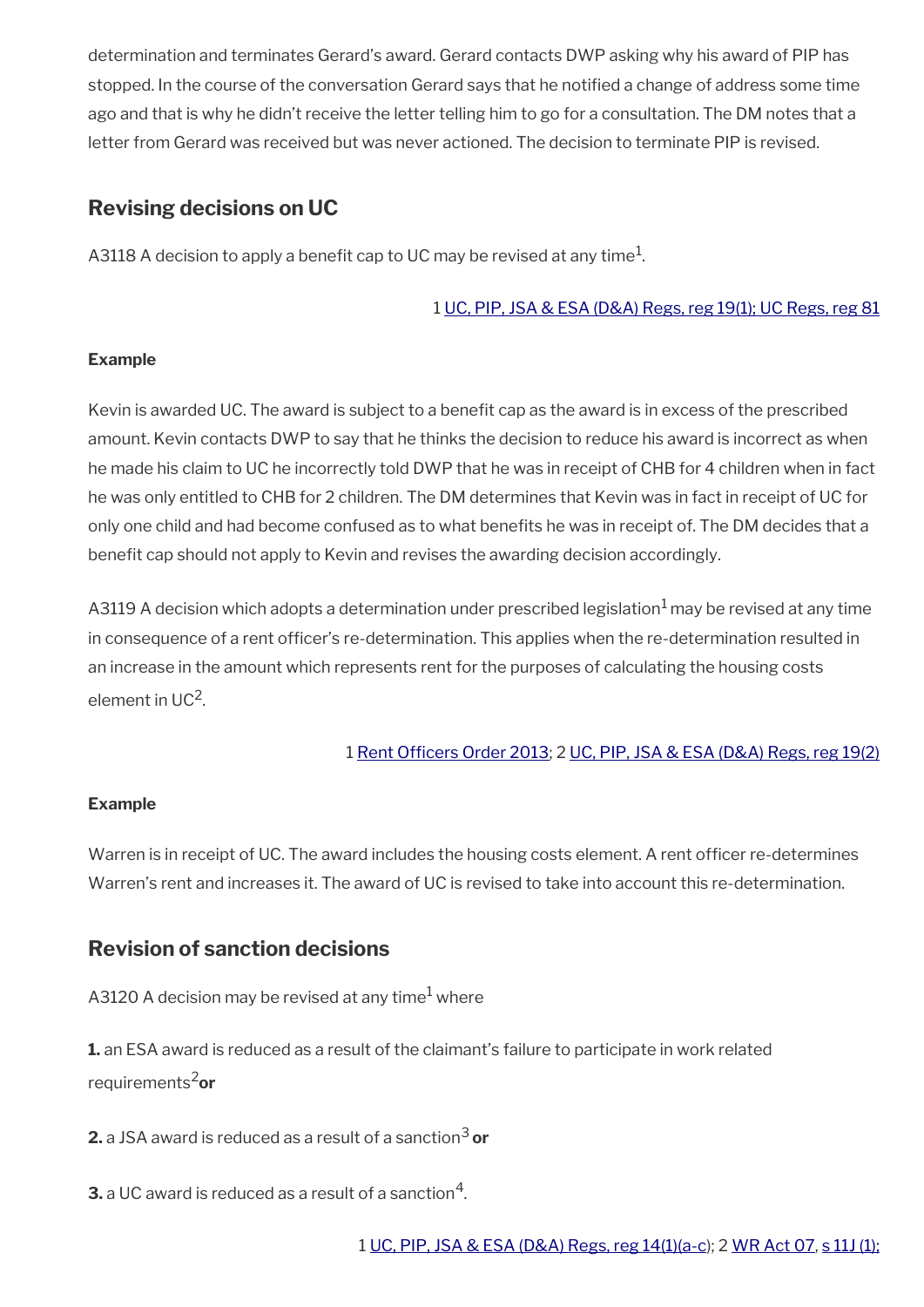determination and terminates Gerard's award. Gerard contacts DWP asking why his award of PIP has stopped. In the course of the conversation Gerard says that he notified a change of address some time ago and that is why he didn't receive the letter telling him to go for a consultation. The DM notes that a letter from Gerard was received but was never actioned. The decision to terminate PIP is revised.

## Revising decisions on UC

A3118 A decision to apply a benefit cap to UC may be revised at any time[1].

1 UC, PIP, JSA & ESA (D&A) Regs, reg 19(1); UC Regs, reg 81

**Example**

Kevin is awarded UC. The award is subject to a benefit cap as the award is in excess of the prescribed amount. Kevin contacts DWP to say that he thinks the decision to reduce his award is incorrect as when he made his claim to UC he incorrectly told DWP that he was in receipt of CHB for 4 children when in fact he was only entitled to CHB for 2 children. The DM determines that Kevin was in fact in receipt of UC for only one child and had become confused as to what benefits he was in receipt of. The DM decides that a benefit cap should not apply to Kevin and revises the awarding decision accordingly.

A3119 A decision which adopts a determination under prescribed legislation[1] may be revised at any time in consequence of a rent officer's re-determination. This applies when the re-determination resulted in an increase in the amount which represents rent for the purposes of calculating the housing costs element in UC[2].

1 Rent Officers Order 2013; 2 UC, PIP, JSA & ESA (D&A) Regs, reg 19(2)

**Example**

Warren is in receipt of UC. The award includes the housing costs element. A rent officer re-determines Warren's rent and increases it. The award of UC is revised to take into account this re-determination.

## Revision of sanction decisions

A3120 A decision may be revised at any time[1] where

**1.** an ESA award is reduced as a result of the claimant's failure to participate in work related requirements[2] **or**

**2.** a JSA award is reduced as a result of a sanction[3] **or**

**3.** a UC award is reduced as a result of a sanction[4].

1 UC, PIP, JSA & ESA (D&A) Regs, reg 14(1)(a-c); 2 WR Act 07, s 11J (1);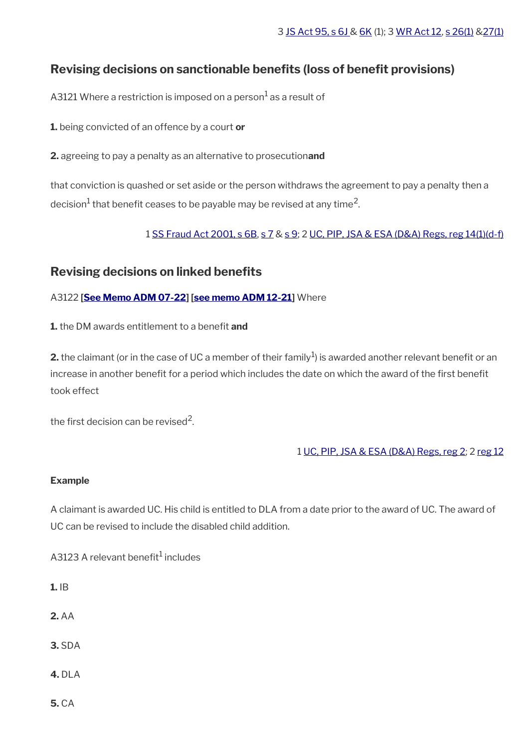3 JS Act 95, s 6J & 6K (1); 3 WR Act 12, s 26(1) &27(1)

## Revising decisions on sanctionable benefits (loss of benefit provisions)

A3121 Where a restriction is imposed on a person[1] as a result of

**1.** being convicted of an offence by a court **or**

**2.** agreeing to pay a penalty as an alternative to prosecution**and**

that conviction is quashed or set aside or the person withdraws the agreement to pay a penalty then a decision[1] that benefit ceases to be payable may be revised at any time[2].

1 SS Fraud Act 2001, s 6B, s 7 & s 9; 2 UC, PIP, JSA & ESA (D&A) Regs, reg 14(1)(d-f)

## Revising decisions on linked benefits

A3122 **[See Memo ADM 07-22]** **[see memo ADM 12-21]** Where

**1.** the DM awards entitlement to a benefit **and**

**2.** the claimant (or in the case of UC a member of their family[1]) is awarded another relevant benefit or an increase in another benefit for a period which includes the date on which the award of the first benefit took effect

the first decision can be revised[2].

1 UC, PIP, JSA & ESA (D&A) Regs, reg 2; 2 reg 12

**Example**

A claimant is awarded UC. His child is entitled to DLA from a date prior to the award of UC. The award of UC can be revised to include the disabled child addition.

A3123 A relevant benefit[1] includes

**1.** IB

**2.** AA

**3.** SDA

**4.** DLA

**5.** CA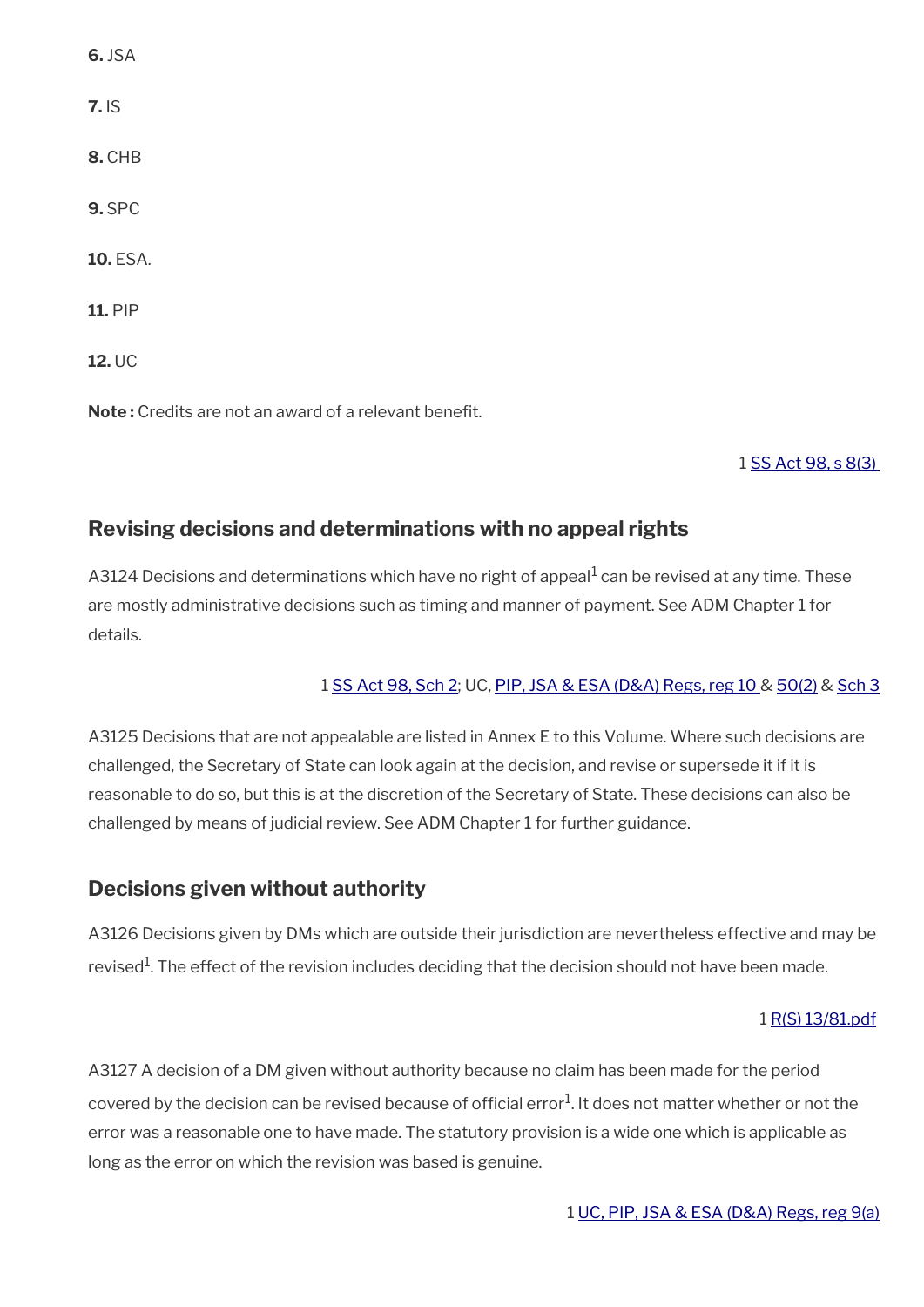**6.** JSA

**7.** IS

**8.** CHB

**9.** SPC

**10.** ESA.

**11.** PIP

**12.** UC

**Note :** Credits are not an award of a relevant benefit.

1 SS Act 98, s 8(3)

## Revising decisions and determinations with no appeal rights

A3124 Decisions and determinations which have no right of appeal[1] can be revised at any time. These are mostly administrative decisions such as timing and manner of payment. See ADM Chapter 1 for details.

1 SS Act 98, Sch 2; UC, PIP, JSA & ESA (D&A) Regs, reg 10 & 50(2) & Sch 3

A3125 Decisions that are not appealable are listed in Annex E to this Volume. Where such decisions are challenged, the Secretary of State can look again at the decision, and revise or supersede it if it is reasonable to do so, but this is at the discretion of the Secretary of State. These decisions can also be challenged by means of judicial review. See ADM Chapter 1 for further guidance.

## Decisions given without authority

A3126 Decisions given by DMs which are outside their jurisdiction are nevertheless effective and may be revised[1]. The effect of the revision includes deciding that the decision should not have been made.

1 R(S) 13/81.pdf

A3127 A decision of a DM given without authority because no claim has been made for the period covered by the decision can be revised because of official error[1]. It does not matter whether or not the error was a reasonable one to have made. The statutory provision is a wide one which is applicable as long as the error on which the revision was based is genuine.

1 UC, PIP, JSA & ESA (D&A) Regs, reg 9(a)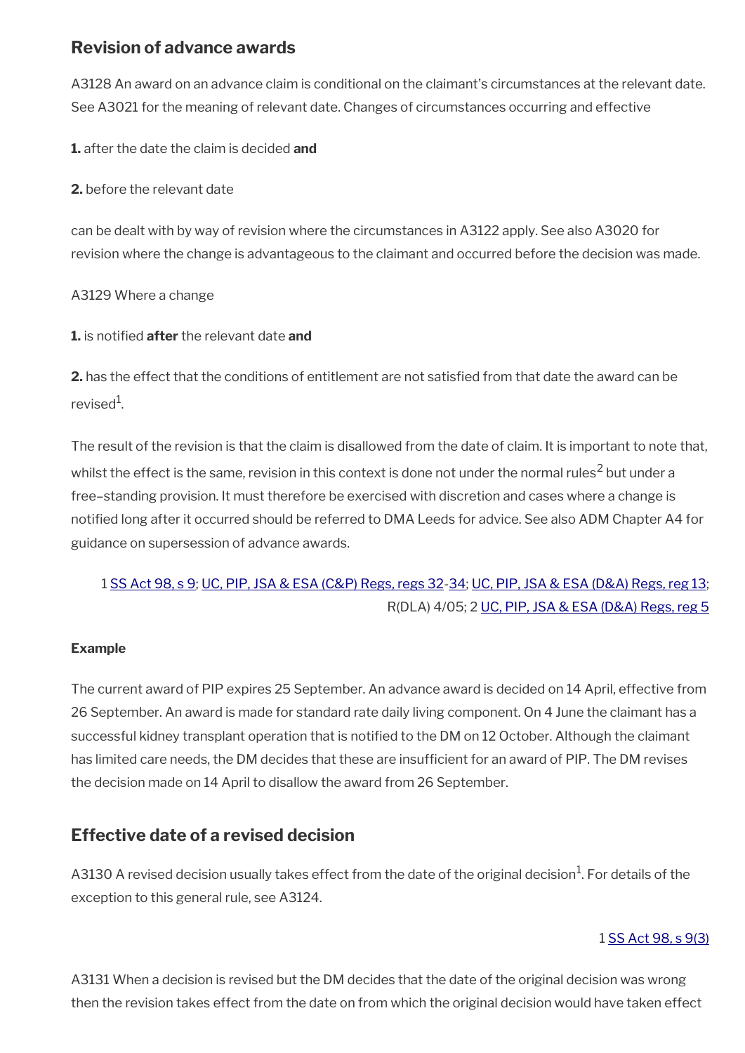## Revision of advance awards

A3128 An award on an advance claim is conditional on the claimant's circumstances at the relevant date. See A3021 for the meaning of relevant date. Changes of circumstances occurring and effective

**1.** after the date the claim is decided **and**

**2.** before the relevant date

can be dealt with by way of revision where the circumstances in A3122 apply. See also A3020 for revision where the change is advantageous to the claimant and occurred before the decision was made.

A3129 Where a change

**1.** is notified **after** the relevant date **and**

**2.** has the effect that the conditions of entitlement are not satisfied from that date the award can be revised[1].

The result of the revision is that the claim is disallowed from the date of claim. It is important to note that, whilst the effect is the same, revision in this context is done not under the normal rules[2] but under a free–standing provision. It must therefore be exercised with discretion and cases where a change is notified long after it occurred should be referred to DMA Leeds for advice. See also ADM Chapter A4 for guidance on supersession of advance awards.

1 SS Act 98, s 9; UC, PIP, JSA & ESA (C&P) Regs, regs 32-34; UC, PIP, JSA & ESA (D&A) Regs, reg 13; R(DLA) 4/05; 2 UC, PIP, JSA & ESA (D&A) Regs, reg 5

**Example**

The current award of PIP expires 25 September. An advance award is decided on 14 April, effective from 26 September. An award is made for standard rate daily living component. On 4 June the claimant has a successful kidney transplant operation that is notified to the DM on 12 October. Although the claimant has limited care needs, the DM decides that these are insufficient for an award of PIP. The DM revises the decision made on 14 April to disallow the award from 26 September.

## Effective date of a revised decision

A3130 A revised decision usually takes effect from the date of the original decision[1]. For details of the exception to this general rule, see A3124.

1 SS Act 98, s 9(3)

A3131 When a decision is revised but the DM decides that the date of the original decision was wrong then the revision takes effect from the date on from which the original decision would have taken effect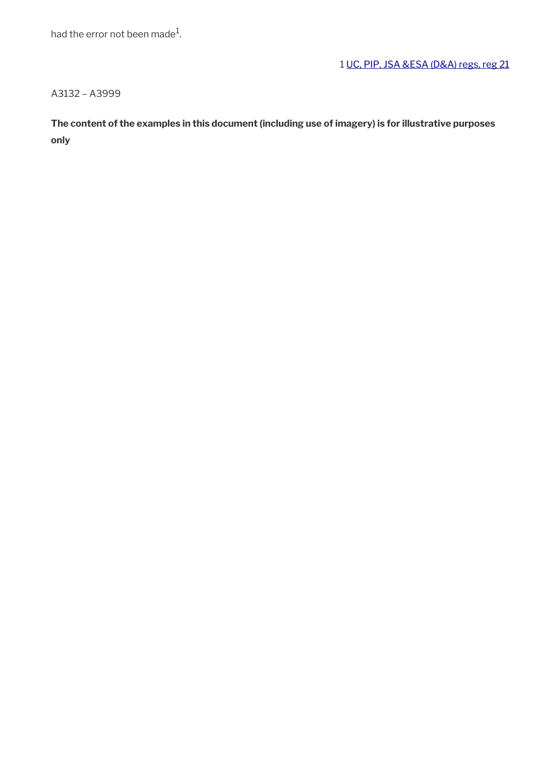had the error not been made[1].

1 UC, PIP, JSA &ESA (D&A) regs, reg 21

A3132 – A3999

**The content of the examples in this document (including use of imagery) is for illustrative purposes only**